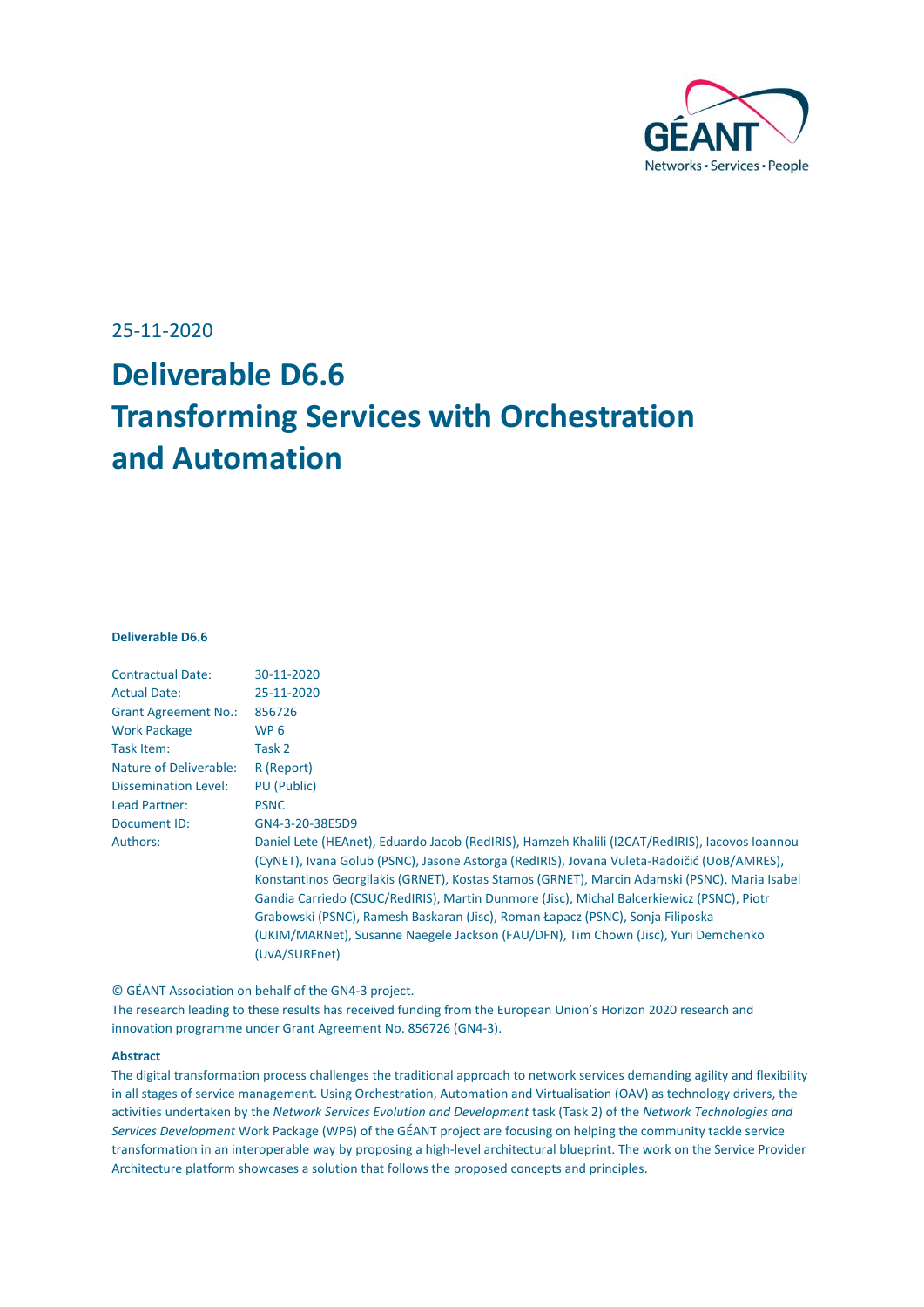25-11-2020

# Deliverable D6.6
# Transforming Services with Orchestration and Automation

**Deliverable D6.6**

| | |
|---|---|
| Contractual Date: | 30-11-2020 |
| Actual Date: | 25-11-2020 |
| Grant Agreement No.: | 856726 |
| Work Package | WP 6 |
| Task Item: | Task 2 |
| Nature of Deliverable: | R (Report) |
| Dissemination Level: | PU (Public) |
| Lead Partner: | PSNC |
| Document ID: | GN4-3-20-38E5D9 |
| Authors: | Daniel Lete (HEAnet), Eduardo Jacob (RedIRIS), Hamzeh Khalili (I2CAT/RedIRIS), Iacovos Ioannou (CyNET), Ivana Golub (PSNC), Jasone Astorga (RedIRIS), Jovana Vuleta-Radoičić (UoB/AMRES), Konstantinos Georgilakis (GRNET), Kostas Stamos (GRNET), Marcin Adamski (PSNC), Maria Isabel Gandia Carriedo (CSUC/RedIRIS), Martin Dunmore (Jisc), Michal Balcerkiewicz (PSNC), Piotr Grabowski (PSNC), Ramesh Baskaran (Jisc), Roman Łapacz (PSNC), Sonja Filiposka (UKIM/MARNet), Susanne Naegele Jackson (FAU/DFN), Tim Chown (Jisc), Yuri Demchenko (UvA/SURFnet) |

© GÉANT Association on behalf of the GN4-3 project.
The research leading to these results has received funding from the European Union's Horizon 2020 research and innovation programme under Grant Agreement No. 856726 (GN4-3).

**Abstract**

The digital transformation process challenges the traditional approach to network services demanding agility and flexibility in all stages of service management. Using Orchestration, Automation and Virtualisation (OAV) as technology drivers, the activities undertaken by the *Network Services Evolution and Development* task (Task 2) of the *Network Technologies and Services Development* Work Package (WP6) of the GÉANT project are focusing on helping the community tackle service transformation in an interoperable way by proposing a high-level architectural blueprint. The work on the Service Provider Architecture platform showcases a solution that follows the proposed concepts and principles.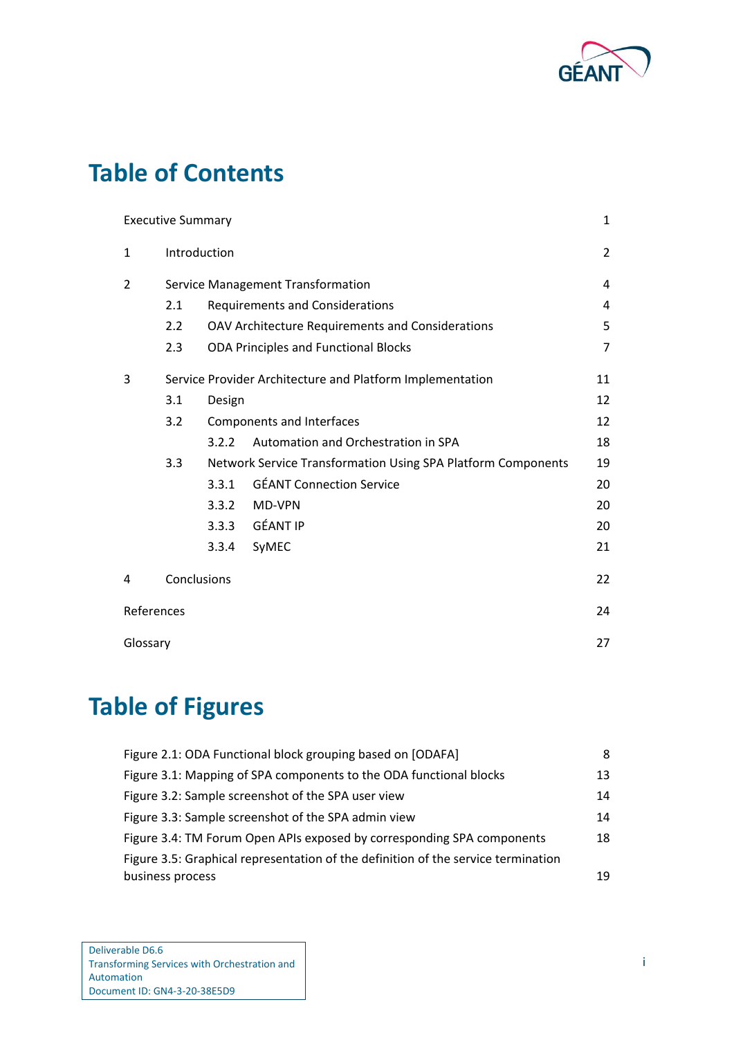# Table of Contents

| | | |
|---|---|---|
| Executive Summary | | 1 |
| 1 | Introduction | 2 |
| 2 | Service Management Transformation | 4 |
| | 2.1 Requirements and Considerations | 4 |
| | 2.2 OAV Architecture Requirements and Considerations | 5 |
| | 2.3 ODA Principles and Functional Blocks | 7 |
| 3 | Service Provider Architecture and Platform Implementation | 11 |
| | 3.1 Design | 12 |
| | 3.2 Components and Interfaces | 12 |
| | 3.2.2 Automation and Orchestration in SPA | 18 |
| | 3.3 Network Service Transformation Using SPA Platform Components | 19 |
| | 3.3.1 GÉANT Connection Service | 20 |
| | 3.3.2 MD-VPN | 20 |
| | 3.3.3 GÉANT IP | 20 |
| | 3.3.4 SyMEC | 21 |
| 4 | Conclusions | 22 |
| References | | 24 |
| Glossary | | 27 |

# Table of Figures

| | |
|---|---|
| Figure 2.1: ODA Functional block grouping based on [ODAFA] | 8 |
| Figure 3.1: Mapping of SPA components to the ODA functional blocks | 13 |
| Figure 3.2: Sample screenshot of the SPA user view | 14 |
| Figure 3.3: Sample screenshot of the SPA admin view | 14 |
| Figure 3.4: TM Forum Open APIs exposed by corresponding SPA components | 18 |
| Figure 3.5: Graphical representation of the definition of the service termination business process | 19 |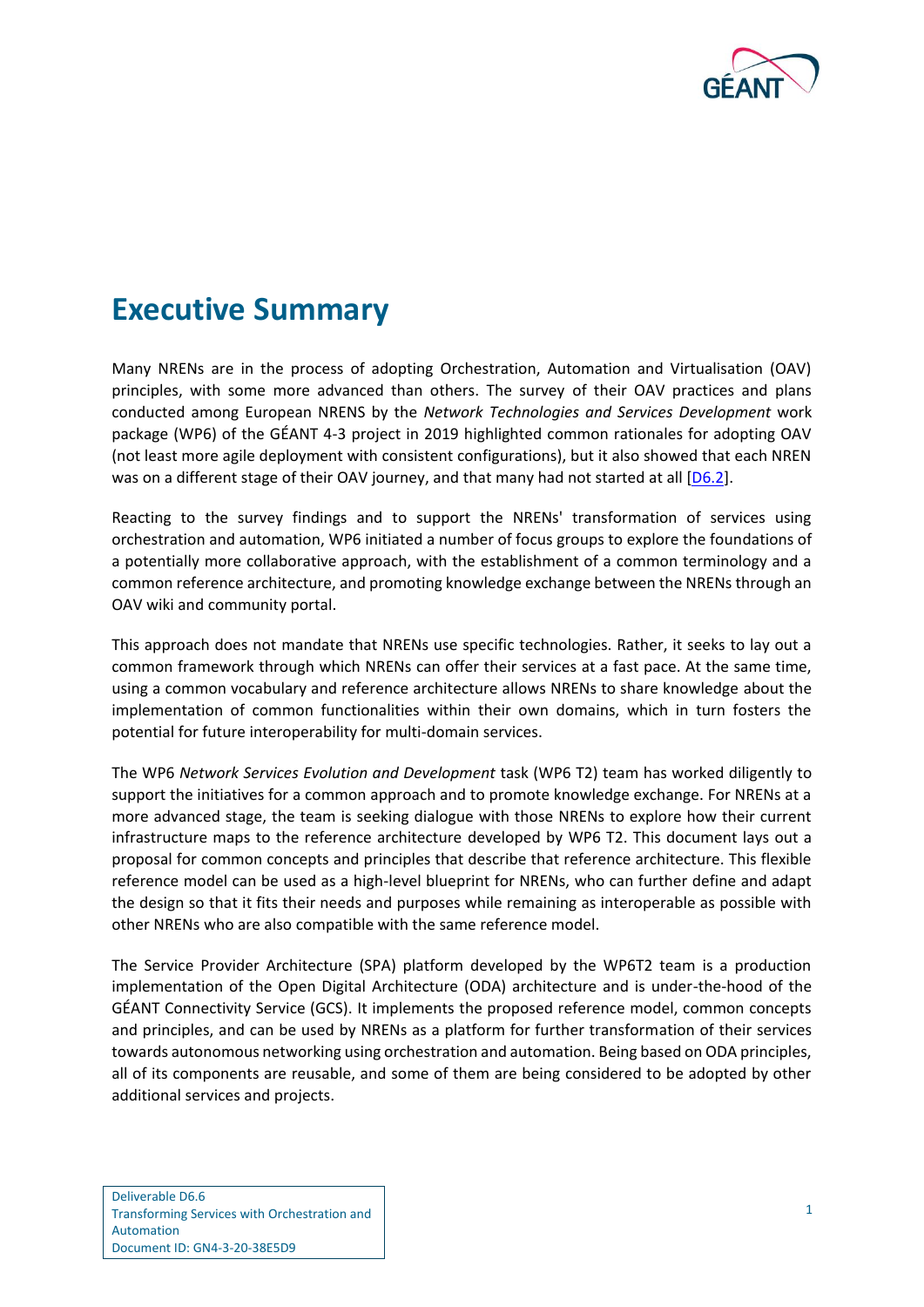# Executive Summary

Many NRENs are in the process of adopting Orchestration, Automation and Virtualisation (OAV) principles, with some more advanced than others. The survey of their OAV practices and plans conducted among European NRENS by the *Network Technologies and Services Development* work package (WP6) of the GÉANT 4-3 project in 2019 highlighted common rationales for adopting OAV (not least more agile deployment with consistent configurations), but it also showed that each NREN was on a different stage of their OAV journey, and that many had not started at all [D6.2].

Reacting to the survey findings and to support the NRENs' transformation of services using orchestration and automation, WP6 initiated a number of focus groups to explore the foundations of a potentially more collaborative approach, with the establishment of a common terminology and a common reference architecture, and promoting knowledge exchange between the NRENs through an OAV wiki and community portal.

This approach does not mandate that NRENs use specific technologies. Rather, it seeks to lay out a common framework through which NRENs can offer their services at a fast pace. At the same time, using a common vocabulary and reference architecture allows NRENs to share knowledge about the implementation of common functionalities within their own domains, which in turn fosters the potential for future interoperability for multi-domain services.

The WP6 *Network Services Evolution and Development* task (WP6 T2) team has worked diligently to support the initiatives for a common approach and to promote knowledge exchange. For NRENs at a more advanced stage, the team is seeking dialogue with those NRENs to explore how their current infrastructure maps to the reference architecture developed by WP6 T2. This document lays out a proposal for common concepts and principles that describe that reference architecture. This flexible reference model can be used as a high-level blueprint for NRENs, who can further define and adapt the design so that it fits their needs and purposes while remaining as interoperable as possible with other NRENs who are also compatible with the same reference model.

The Service Provider Architecture (SPA) platform developed by the WP6T2 team is a production implementation of the Open Digital Architecture (ODA) architecture and is under-the-hood of the GÉANT Connectivity Service (GCS). It implements the proposed reference model, common concepts and principles, and can be used by NRENs as a platform for further transformation of their services towards autonomous networking using orchestration and automation. Being based on ODA principles, all of its components are reusable, and some of them are being considered to be adopted by other additional services and projects.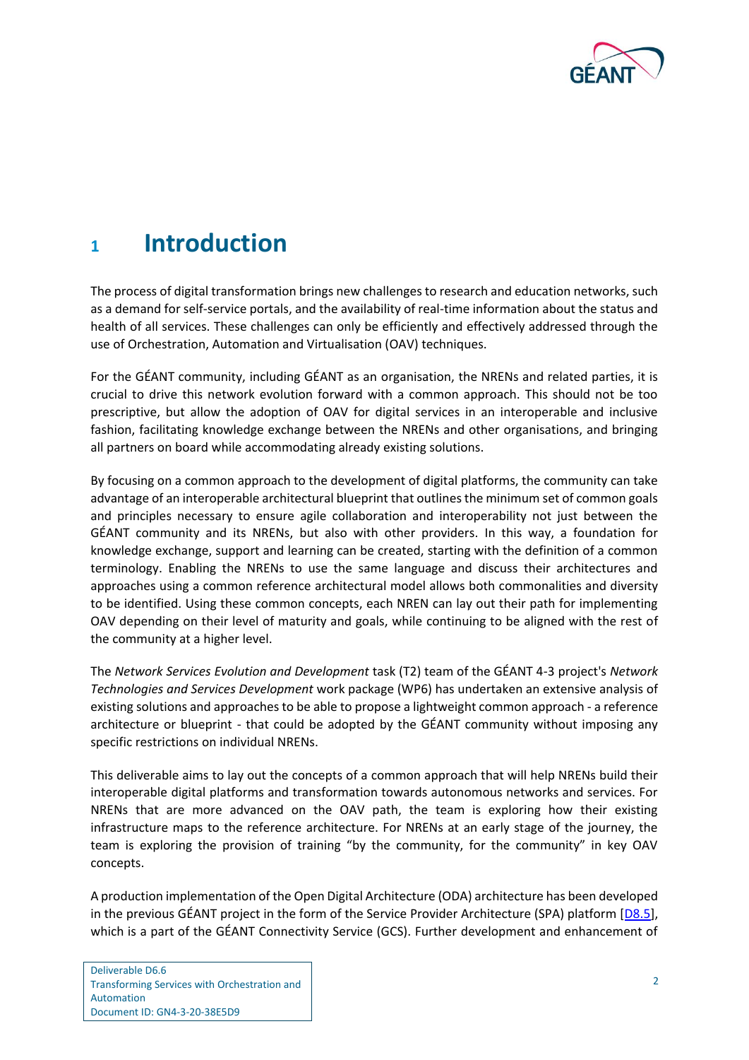# 1 Introduction

The process of digital transformation brings new challenges to research and education networks, such as a demand for self-service portals, and the availability of real-time information about the status and health of all services. These challenges can only be efficiently and effectively addressed through the use of Orchestration, Automation and Virtualisation (OAV) techniques.

For the GÉANT community, including GÉANT as an organisation, the NRENs and related parties, it is crucial to drive this network evolution forward with a common approach. This should not be too prescriptive, but allow the adoption of OAV for digital services in an interoperable and inclusive fashion, facilitating knowledge exchange between the NRENs and other organisations, and bringing all partners on board while accommodating already existing solutions.

By focusing on a common approach to the development of digital platforms, the community can take advantage of an interoperable architectural blueprint that outlines the minimum set of common goals and principles necessary to ensure agile collaboration and interoperability not just between the GÉANT community and its NRENs, but also with other providers. In this way, a foundation for knowledge exchange, support and learning can be created, starting with the definition of a common terminology. Enabling the NRENs to use the same language and discuss their architectures and approaches using a common reference architectural model allows both commonalities and diversity to be identified. Using these common concepts, each NREN can lay out their path for implementing OAV depending on their level of maturity and goals, while continuing to be aligned with the rest of the community at a higher level.

The *Network Services Evolution and Development* task (T2) team of the GÉANT 4-3 project's *Network Technologies and Services Development* work package (WP6) has undertaken an extensive analysis of existing solutions and approaches to be able to propose a lightweight common approach - a reference architecture or blueprint - that could be adopted by the GÉANT community without imposing any specific restrictions on individual NRENs.

This deliverable aims to lay out the concepts of a common approach that will help NRENs build their interoperable digital platforms and transformation towards autonomous networks and services. For NRENs that are more advanced on the OAV path, the team is exploring how their existing infrastructure maps to the reference architecture. For NRENs at an early stage of the journey, the team is exploring the provision of training "by the community, for the community" in key OAV concepts.

A production implementation of the Open Digital Architecture (ODA) architecture has been developed in the previous GÉANT project in the form of the Service Provider Architecture (SPA) platform [D8.5], which is a part of the GÉANT Connectivity Service (GCS). Further development and enhancement of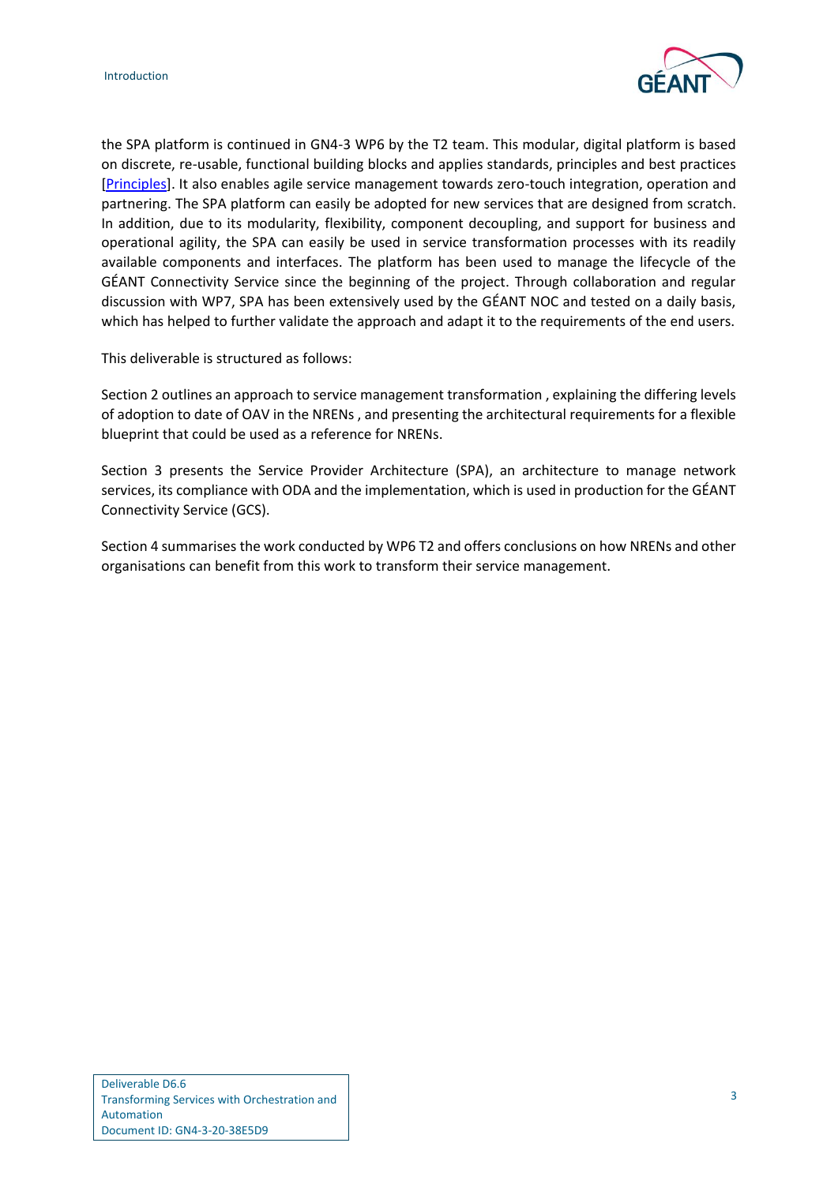the SPA platform is continued in GN4-3 WP6 by the T2 team. This modular, digital platform is based on discrete, re-usable, functional building blocks and applies standards, principles and best practices [Principles]. It also enables agile service management towards zero-touch integration, operation and partnering. The SPA platform can easily be adopted for new services that are designed from scratch. In addition, due to its modularity, flexibility, component decoupling, and support for business and operational agility, the SPA can easily be used in service transformation processes with its readily available components and interfaces. The platform has been used to manage the lifecycle of the GÉANT Connectivity Service since the beginning of the project. Through collaboration and regular discussion with WP7, SPA has been extensively used by the GÉANT NOC and tested on a daily basis, which has helped to further validate the approach and adapt it to the requirements of the end users.

This deliverable is structured as follows:

Section 2 outlines an approach to service management transformation , explaining the differing levels of adoption to date of OAV in the NRENs , and presenting the architectural requirements for a flexible blueprint that could be used as a reference for NRENs.

Section 3 presents the Service Provider Architecture (SPA), an architecture to manage network services, its compliance with ODA and the implementation, which is used in production for the GÉANT Connectivity Service (GCS).

Section 4 summarises the work conducted by WP6 T2 and offers conclusions on how NRENs and other organisations can benefit from this work to transform their service management.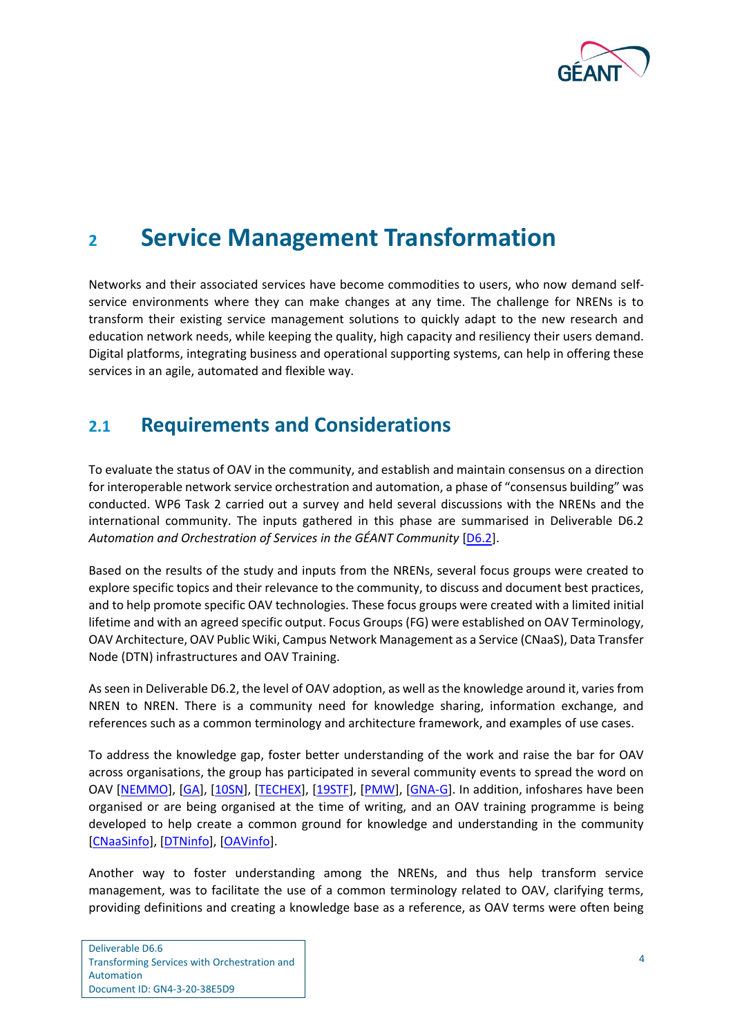# 2 Service Management Transformation

Networks and their associated services have become commodities to users, who now demand self-service environments where they can make changes at any time. The challenge for NRENs is to transform their existing service management solutions to quickly adapt to the new research and education network needs, while keeping the quality, high capacity and resiliency their users demand. Digital platforms, integrating business and operational supporting systems, can help in offering these services in an agile, automated and flexible way.

## 2.1 Requirements and Considerations

To evaluate the status of OAV in the community, and establish and maintain consensus on a direction for interoperable network service orchestration and automation, a phase of "consensus building" was conducted. WP6 Task 2 carried out a survey and held several discussions with the NRENs and the international community. The inputs gathered in this phase are summarised in Deliverable D6.2 *Automation and Orchestration of Services in the GÉANT Community* [D6.2].

Based on the results of the study and inputs from the NRENs, several focus groups were created to explore specific topics and their relevance to the community, to discuss and document best practices, and to help promote specific OAV technologies. These focus groups were created with a limited initial lifetime and with an agreed specific output. Focus Groups (FG) were established on OAV Terminology, OAV Architecture, OAV Public Wiki, Campus Network Management as a Service (CNaaS), Data Transfer Node (DTN) infrastructures and OAV Training.

As seen in Deliverable D6.2, the level of OAV adoption, as well as the knowledge around it, varies from NREN to NREN. There is a community need for knowledge sharing, information exchange, and references such as a common terminology and architecture framework, and examples of use cases.

To address the knowledge gap, foster better understanding of the work and raise the bar for OAV across organisations, the group has participated in several community events to spread the word on OAV [NEMMO], [GA], [10SN], [TECHEX], [19STF], [PMW], [GNA-G]. In addition, infoshares have been organised or are being organised at the time of writing, and an OAV training programme is being developed to help create a common ground for knowledge and understanding in the community [CNaaSinfo], [DTNinfo], [OAVinfo].

Another way to foster understanding among the NRENs, and thus help transform service management, was to facilitate the use of a common terminology related to OAV, clarifying terms, providing definitions and creating a knowledge base as a reference, as OAV terms were often being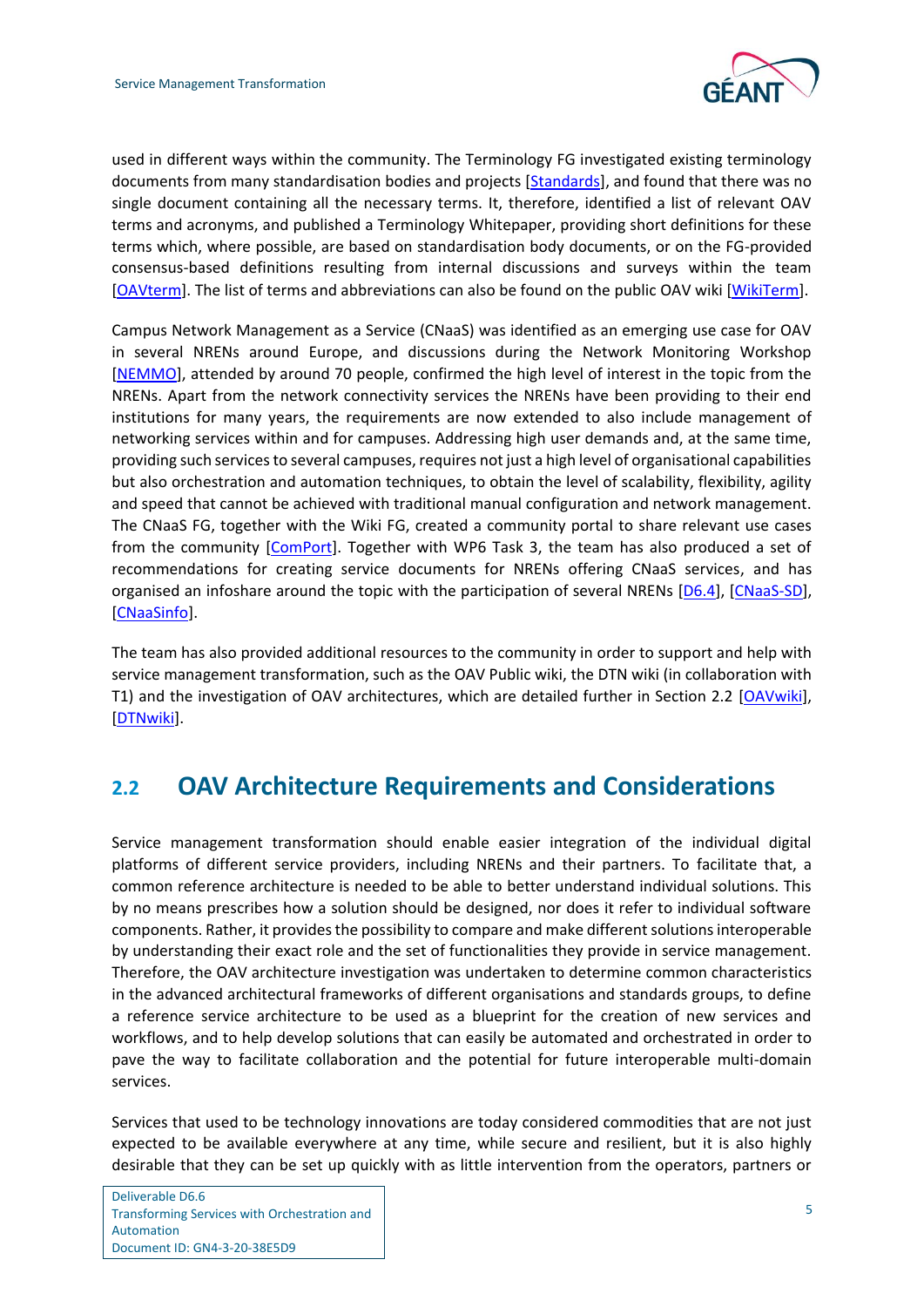used in different ways within the community. The Terminology FG investigated existing terminology documents from many standardisation bodies and projects [Standards], and found that there was no single document containing all the necessary terms. It, therefore, identified a list of relevant OAV terms and acronyms, and published a Terminology Whitepaper, providing short definitions for these terms which, where possible, are based on standardisation body documents, or on the FG-provided consensus-based definitions resulting from internal discussions and surveys within the team [OAVterm]. The list of terms and abbreviations can also be found on the public OAV wiki [WikiTerm].

Campus Network Management as a Service (CNaaS) was identified as an emerging use case for OAV in several NRENs around Europe, and discussions during the Network Monitoring Workshop [NEMMO], attended by around 70 people, confirmed the high level of interest in the topic from the NRENs. Apart from the network connectivity services the NRENs have been providing to their end institutions for many years, the requirements are now extended to also include management of networking services within and for campuses. Addressing high user demands and, at the same time, providing such services to several campuses, requires not just a high level of organisational capabilities but also orchestration and automation techniques, to obtain the level of scalability, flexibility, agility and speed that cannot be achieved with traditional manual configuration and network management. The CNaaS FG, together with the Wiki FG, created a community portal to share relevant use cases from the community [ComPort]. Together with WP6 Task 3, the team has also produced a set of recommendations for creating service documents for NRENs offering CNaaS services, and has organised an infoshare around the topic with the participation of several NRENs [D6.4], [CNaaS-SD], [CNaaSinfo].

The team has also provided additional resources to the community in order to support and help with service management transformation, such as the OAV Public wiki, the DTN wiki (in collaboration with T1) and the investigation of OAV architectures, which are detailed further in Section 2.2 [OAVwiki], [DTNwiki].

## 2.2 OAV Architecture Requirements and Considerations

Service management transformation should enable easier integration of the individual digital platforms of different service providers, including NRENs and their partners. To facilitate that, a common reference architecture is needed to be able to better understand individual solutions. This by no means prescribes how a solution should be designed, nor does it refer to individual software components. Rather, it provides the possibility to compare and make different solutions interoperable by understanding their exact role and the set of functionalities they provide in service management. Therefore, the OAV architecture investigation was undertaken to determine common characteristics in the advanced architectural frameworks of different organisations and standards groups, to define a reference service architecture to be used as a blueprint for the creation of new services and workflows, and to help develop solutions that can easily be automated and orchestrated in order to pave the way to facilitate collaboration and the potential for future interoperable multi-domain services.

Services that used to be technology innovations are today considered commodities that are not just expected to be available everywhere at any time, while secure and resilient, but it is also highly desirable that they can be set up quickly with as little intervention from the operators, partners or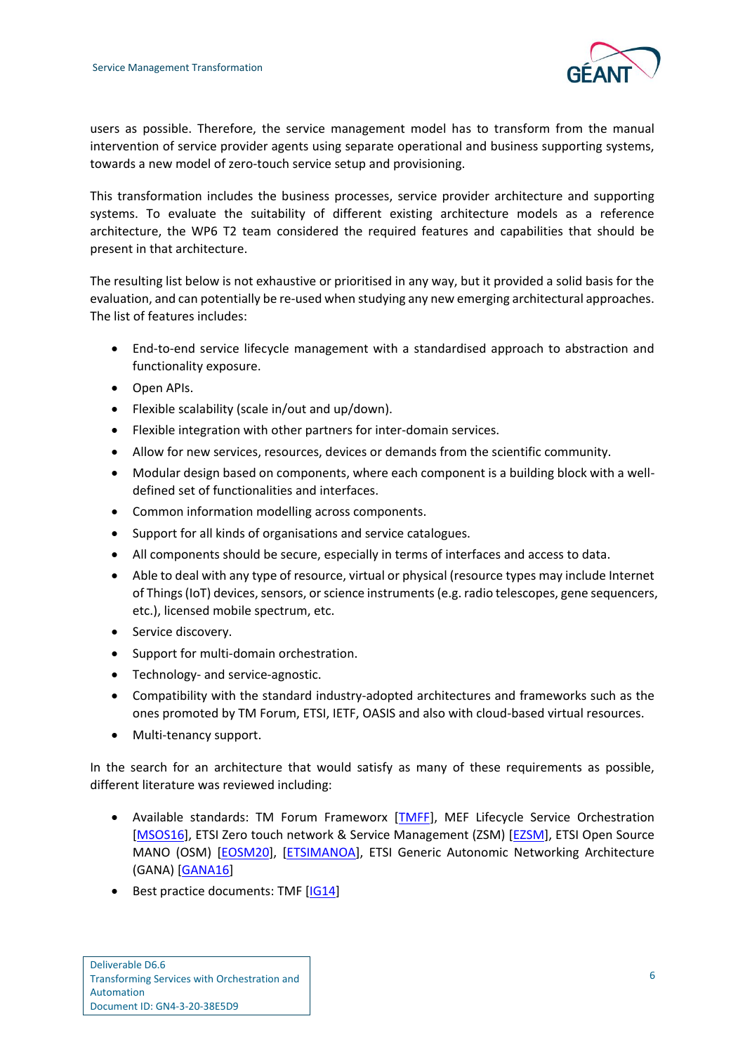users as possible. Therefore, the service management model has to transform from the manual intervention of service provider agents using separate operational and business supporting systems, towards a new model of zero-touch service setup and provisioning.

This transformation includes the business processes, service provider architecture and supporting systems. To evaluate the suitability of different existing architecture models as a reference architecture, the WP6 T2 team considered the required features and capabilities that should be present in that architecture.

The resulting list below is not exhaustive or prioritised in any way, but it provided a solid basis for the evaluation, and can potentially be re-used when studying any new emerging architectural approaches. The list of features includes:

- End-to-end service lifecycle management with a standardised approach to abstraction and functionality exposure.
- Open APIs.
- Flexible scalability (scale in/out and up/down).
- Flexible integration with other partners for inter-domain services.
- Allow for new services, resources, devices or demands from the scientific community.
- Modular design based on components, where each component is a building block with a well-defined set of functionalities and interfaces.
- Common information modelling across components.
- Support for all kinds of organisations and service catalogues.
- All components should be secure, especially in terms of interfaces and access to data.
- Able to deal with any type of resource, virtual or physical (resource types may include Internet of Things (IoT) devices, sensors, or science instruments (e.g. radio telescopes, gene sequencers, etc.), licensed mobile spectrum, etc.
- Service discovery.
- Support for multi-domain orchestration.
- Technology- and service-agnostic.
- Compatibility with the standard industry-adopted architectures and frameworks such as the ones promoted by TM Forum, ETSI, IETF, OASIS and also with cloud-based virtual resources.
- Multi-tenancy support.

In the search for an architecture that would satisfy as many of these requirements as possible, different literature was reviewed including:

- Available standards: TM Forum Frameworx [TMFF], MEF Lifecycle Service Orchestration [MSOS16], ETSI Zero touch network & Service Management (ZSM) [EZSM], ETSI Open Source MANO (OSM) [EOSM20], [ETSIMANOA], ETSI Generic Autonomic Networking Architecture (GANA) [GANA16]
- Best practice documents: TMF [IG14]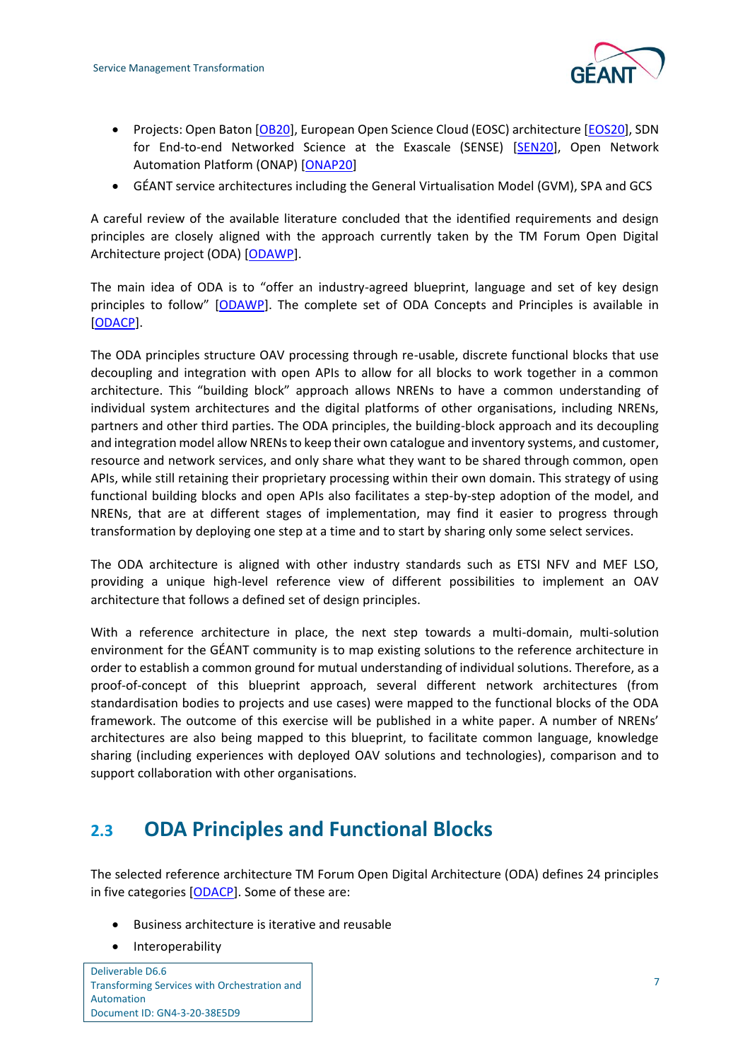- Projects: Open Baton [OB20], European Open Science Cloud (EOSC) architecture [EOS20], SDN for End-to-end Networked Science at the Exascale (SENSE) [SEN20], Open Network Automation Platform (ONAP) [ONAP20]
- GÉANT service architectures including the General Virtualisation Model (GVM), SPA and GCS

A careful review of the available literature concluded that the identified requirements and design principles are closely aligned with the approach currently taken by the TM Forum Open Digital Architecture project (ODA) [ODAWP].

The main idea of ODA is to "offer an industry-agreed blueprint, language and set of key design principles to follow" [ODAWP]. The complete set of ODA Concepts and Principles is available in [ODACP].

The ODA principles structure OAV processing through re-usable, discrete functional blocks that use decoupling and integration with open APIs to allow for all blocks to work together in a common architecture. This "building block" approach allows NRENs to have a common understanding of individual system architectures and the digital platforms of other organisations, including NRENs, partners and other third parties. The ODA principles, the building-block approach and its decoupling and integration model allow NRENs to keep their own catalogue and inventory systems, and customer, resource and network services, and only share what they want to be shared through common, open APIs, while still retaining their proprietary processing within their own domain. This strategy of using functional building blocks and open APIs also facilitates a step-by-step adoption of the model, and NRENs, that are at different stages of implementation, may find it easier to progress through transformation by deploying one step at a time and to start by sharing only some select services.

The ODA architecture is aligned with other industry standards such as ETSI NFV and MEF LSO, providing a unique high-level reference view of different possibilities to implement an OAV architecture that follows a defined set of design principles.

With a reference architecture in place, the next step towards a multi-domain, multi-solution environment for the GÉANT community is to map existing solutions to the reference architecture in order to establish a common ground for mutual understanding of individual solutions. Therefore, as a proof-of-concept of this blueprint approach, several different network architectures (from standardisation bodies to projects and use cases) were mapped to the functional blocks of the ODA framework. The outcome of this exercise will be published in a white paper. A number of NRENs' architectures are also being mapped to this blueprint, to facilitate common language, knowledge sharing (including experiences with deployed OAV solutions and technologies), comparison and to support collaboration with other organisations.

## 2.3 ODA Principles and Functional Blocks

The selected reference architecture TM Forum Open Digital Architecture (ODA) defines 24 principles in five categories [ODACP]. Some of these are:

- Business architecture is iterative and reusable
- Interoperability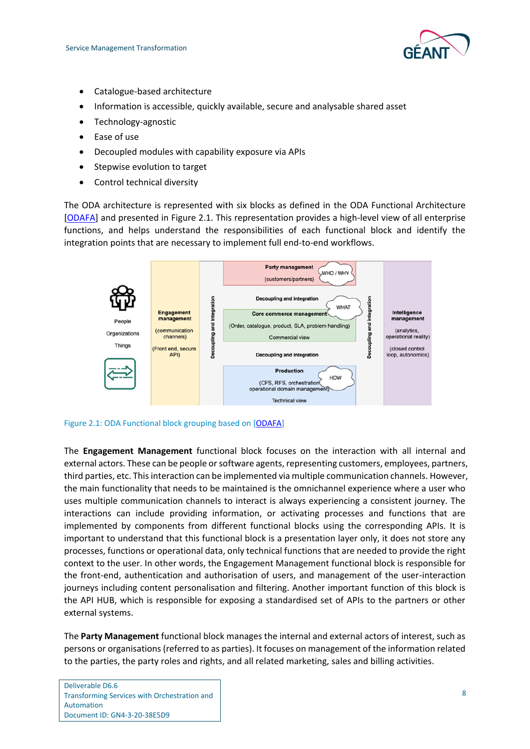- Catalogue-based architecture
- Information is accessible, quickly available, secure and analysable shared asset
- Technology-agnostic
- Ease of use
- Decoupled modules with capability exposure via APIs
- Stepwise evolution to target
- Control technical diversity

The ODA architecture is represented with six blocks as defined in the ODA Functional Architecture [ODAFA] and presented in Figure 2.1. This representation provides a high-level view of all enterprise functions, and helps understand the responsibilities of each functional block and identify the integration points that are necessary to implement full end-to-end workflows.

Figure 2.1: ODA Functional block grouping based on [ODAFA]

The **Engagement Management** functional block focuses on the interaction with all internal and external actors. These can be people or software agents, representing customers, employees, partners, third parties, etc. This interaction can be implemented via multiple communication channels. However, the main functionality that needs to be maintained is the omnichannel experience where a user who uses multiple communication channels to interact is always experiencing a consistent journey. The interactions can include providing information, or activating processes and functions that are implemented by components from different functional blocks using the corresponding APIs. It is important to understand that this functional block is a presentation layer only, it does not store any processes, functions or operational data, only technical functions that are needed to provide the right context to the user. In other words, the Engagement Management functional block is responsible for the front-end, authentication and authorisation of users, and management of the user-interaction journeys including content personalisation and filtering. Another important function of this block is the API HUB, which is responsible for exposing a standardised set of APIs to the partners or other external systems.

The **Party Management** functional block manages the internal and external actors of interest, such as persons or organisations (referred to as parties). It focuses on management of the information related to the parties, the party roles and rights, and all related marketing, sales and billing activities.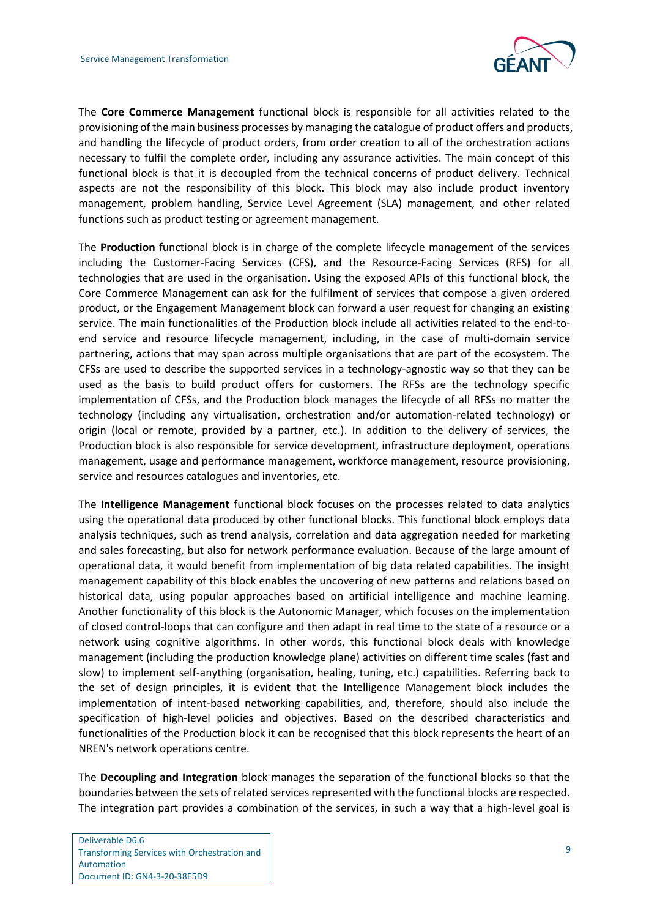The **Core Commerce Management** functional block is responsible for all activities related to the provisioning of the main business processes by managing the catalogue of product offers and products, and handling the lifecycle of product orders, from order creation to all of the orchestration actions necessary to fulfil the complete order, including any assurance activities. The main concept of this functional block is that it is decoupled from the technical concerns of product delivery. Technical aspects are not the responsibility of this block. This block may also include product inventory management, problem handling, Service Level Agreement (SLA) management, and other related functions such as product testing or agreement management.

The **Production** functional block is in charge of the complete lifecycle management of the services including the Customer-Facing Services (CFS), and the Resource-Facing Services (RFS) for all technologies that are used in the organisation. Using the exposed APIs of this functional block, the Core Commerce Management can ask for the fulfilment of services that compose a given ordered product, or the Engagement Management block can forward a user request for changing an existing service. The main functionalities of the Production block include all activities related to the end-to-end service and resource lifecycle management, including, in the case of multi-domain service partnering, actions that may span across multiple organisations that are part of the ecosystem. The CFSs are used to describe the supported services in a technology-agnostic way so that they can be used as the basis to build product offers for customers. The RFSs are the technology specific implementation of CFSs, and the Production block manages the lifecycle of all RFSs no matter the technology (including any virtualisation, orchestration and/or automation-related technology) or origin (local or remote, provided by a partner, etc.). In addition to the delivery of services, the Production block is also responsible for service development, infrastructure deployment, operations management, usage and performance management, workforce management, resource provisioning, service and resources catalogues and inventories, etc.

The **Intelligence Management** functional block focuses on the processes related to data analytics using the operational data produced by other functional blocks. This functional block employs data analysis techniques, such as trend analysis, correlation and data aggregation needed for marketing and sales forecasting, but also for network performance evaluation. Because of the large amount of operational data, it would benefit from implementation of big data related capabilities. The insight management capability of this block enables the uncovering of new patterns and relations based on historical data, using popular approaches based on artificial intelligence and machine learning. Another functionality of this block is the Autonomic Manager, which focuses on the implementation of closed control-loops that can configure and then adapt in real time to the state of a resource or a network using cognitive algorithms. In other words, this functional block deals with knowledge management (including the production knowledge plane) activities on different time scales (fast and slow) to implement self-anything (organisation, healing, tuning, etc.) capabilities. Referring back to the set of design principles, it is evident that the Intelligence Management block includes the implementation of intent-based networking capabilities, and, therefore, should also include the specification of high-level policies and objectives. Based on the described characteristics and functionalities of the Production block it can be recognised that this block represents the heart of an NREN's network operations centre.

The **Decoupling and Integration** block manages the separation of the functional blocks so that the boundaries between the sets of related services represented with the functional blocks are respected. The integration part provides a combination of the services, in such a way that a high-level goal is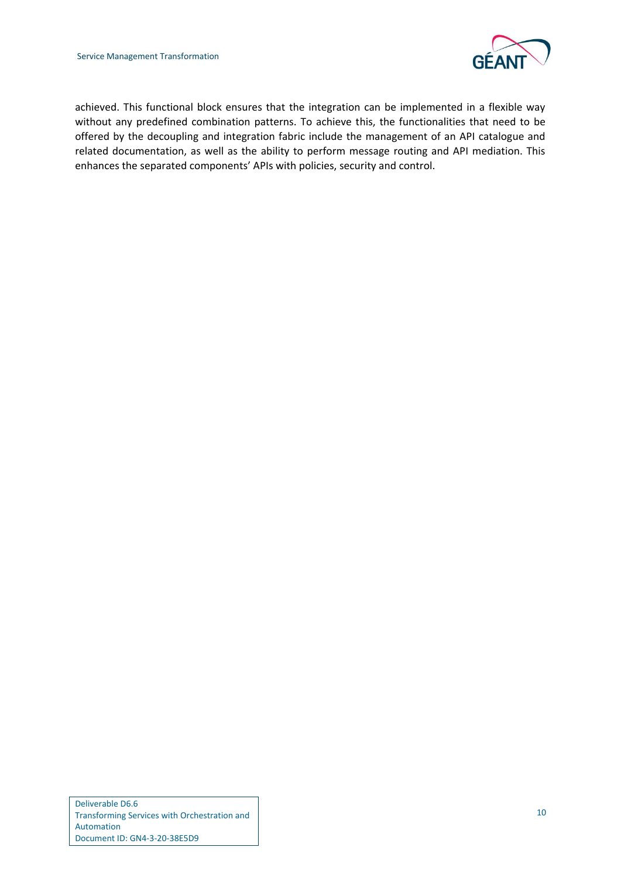achieved. This functional block ensures that the integration can be implemented in a flexible way without any predefined combination patterns. To achieve this, the functionalities that need to be offered by the decoupling and integration fabric include the management of an API catalogue and related documentation, as well as the ability to perform message routing and API mediation. This enhances the separated components' APIs with policies, security and control.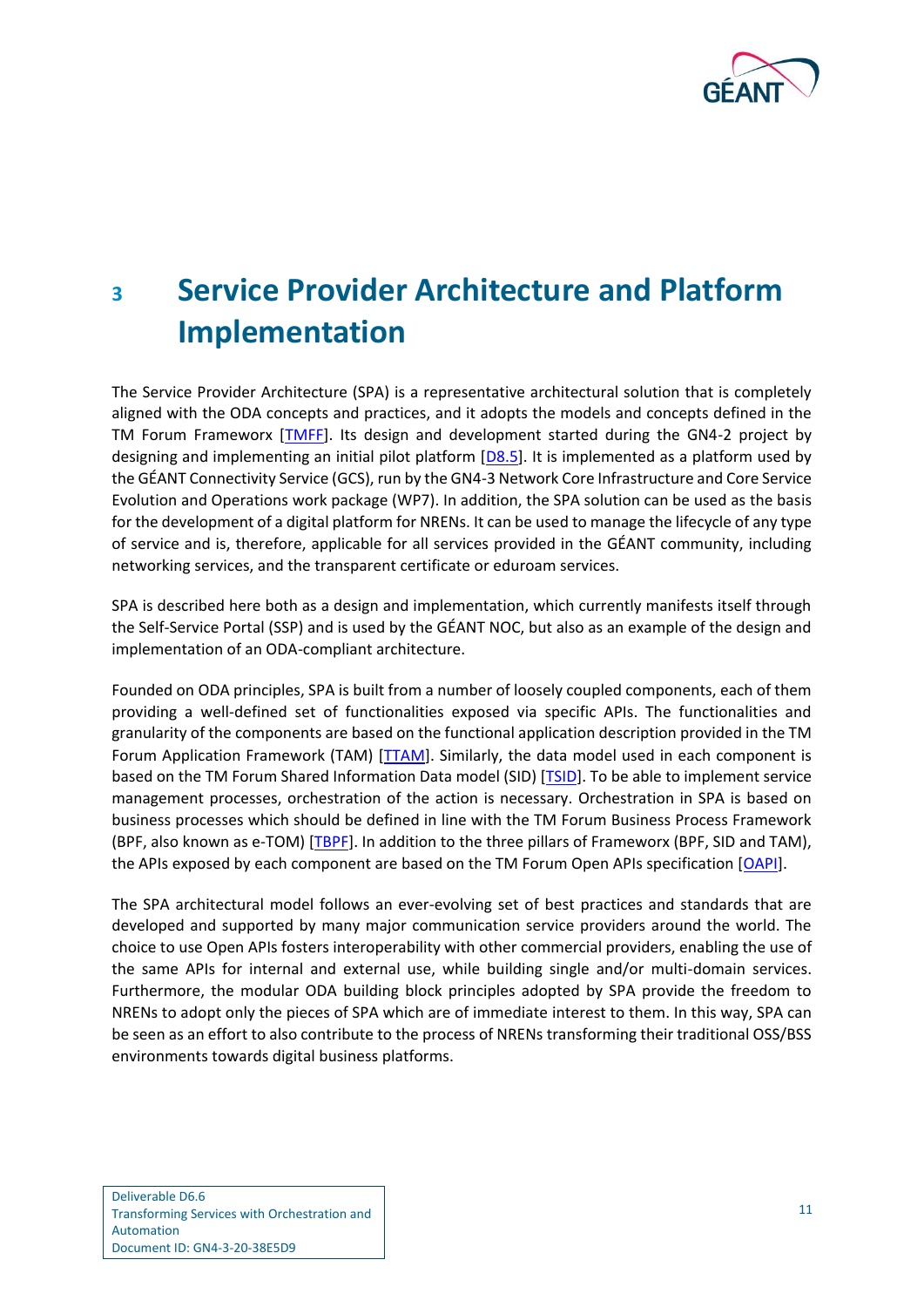# 3 Service Provider Architecture and Platform Implementation

The Service Provider Architecture (SPA) is a representative architectural solution that is completely aligned with the ODA concepts and practices, and it adopts the models and concepts defined in the TM Forum Frameworx [TMFF]. Its design and development started during the GN4-2 project by designing and implementing an initial pilot platform [D8.5]. It is implemented as a platform used by the GÉANT Connectivity Service (GCS), run by the GN4-3 Network Core Infrastructure and Core Service Evolution and Operations work package (WP7). In addition, the SPA solution can be used as the basis for the development of a digital platform for NRENs. It can be used to manage the lifecycle of any type of service and is, therefore, applicable for all services provided in the GÉANT community, including networking services, and the transparent certificate or eduroam services.

SPA is described here both as a design and implementation, which currently manifests itself through the Self-Service Portal (SSP) and is used by the GÉANT NOC, but also as an example of the design and implementation of an ODA-compliant architecture.

Founded on ODA principles, SPA is built from a number of loosely coupled components, each of them providing a well-defined set of functionalities exposed via specific APIs. The functionalities and granularity of the components are based on the functional application description provided in the TM Forum Application Framework (TAM) [TTAM]. Similarly, the data model used in each component is based on the TM Forum Shared Information Data model (SID) [TSID]. To be able to implement service management processes, orchestration of the action is necessary. Orchestration in SPA is based on business processes which should be defined in line with the TM Forum Business Process Framework (BPF, also known as e-TOM) [TBPF]. In addition to the three pillars of Frameworx (BPF, SID and TAM), the APIs exposed by each component are based on the TM Forum Open APIs specification [OAPI].

The SPA architectural model follows an ever-evolving set of best practices and standards that are developed and supported by many major communication service providers around the world. The choice to use Open APIs fosters interoperability with other commercial providers, enabling the use of the same APIs for internal and external use, while building single and/or multi-domain services. Furthermore, the modular ODA building block principles adopted by SPA provide the freedom to NRENs to adopt only the pieces of SPA which are of immediate interest to them. In this way, SPA can be seen as an effort to also contribute to the process of NRENs transforming their traditional OSS/BSS environments towards digital business platforms.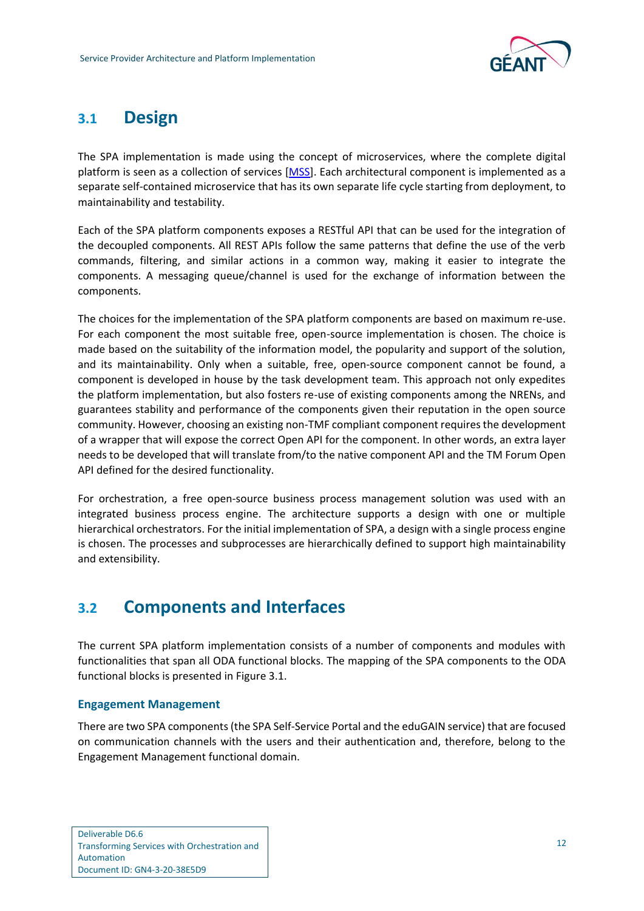## 3.1 Design

The SPA implementation is made using the concept of microservices, where the complete digital platform is seen as a collection of services [MSS]. Each architectural component is implemented as a separate self-contained microservice that has its own separate life cycle starting from deployment, to maintainability and testability.

Each of the SPA platform components exposes a RESTful API that can be used for the integration of the decoupled components. All REST APIs follow the same patterns that define the use of the verb commands, filtering, and similar actions in a common way, making it easier to integrate the components. A messaging queue/channel is used for the exchange of information between the components.

The choices for the implementation of the SPA platform components are based on maximum re-use. For each component the most suitable free, open-source implementation is chosen. The choice is made based on the suitability of the information model, the popularity and support of the solution, and its maintainability. Only when a suitable, free, open-source component cannot be found, a component is developed in house by the task development team. This approach not only expedites the platform implementation, but also fosters re-use of existing components among the NRENs, and guarantees stability and performance of the components given their reputation in the open source community. However, choosing an existing non-TMF compliant component requires the development of a wrapper that will expose the correct Open API for the component. In other words, an extra layer needs to be developed that will translate from/to the native component API and the TM Forum Open API defined for the desired functionality.

For orchestration, a free open-source business process management solution was used with an integrated business process engine. The architecture supports a design with one or multiple hierarchical orchestrators. For the initial implementation of SPA, a design with a single process engine is chosen. The processes and subprocesses are hierarchically defined to support high maintainability and extensibility.

## 3.2 Components and Interfaces

The current SPA platform implementation consists of a number of components and modules with functionalities that span all ODA functional blocks. The mapping of the SPA components to the ODA functional blocks is presented in Figure 3.1.

### Engagement Management

There are two SPA components (the SPA Self-Service Portal and the eduGAIN service) that are focused on communication channels with the users and their authentication and, therefore, belong to the Engagement Management functional domain.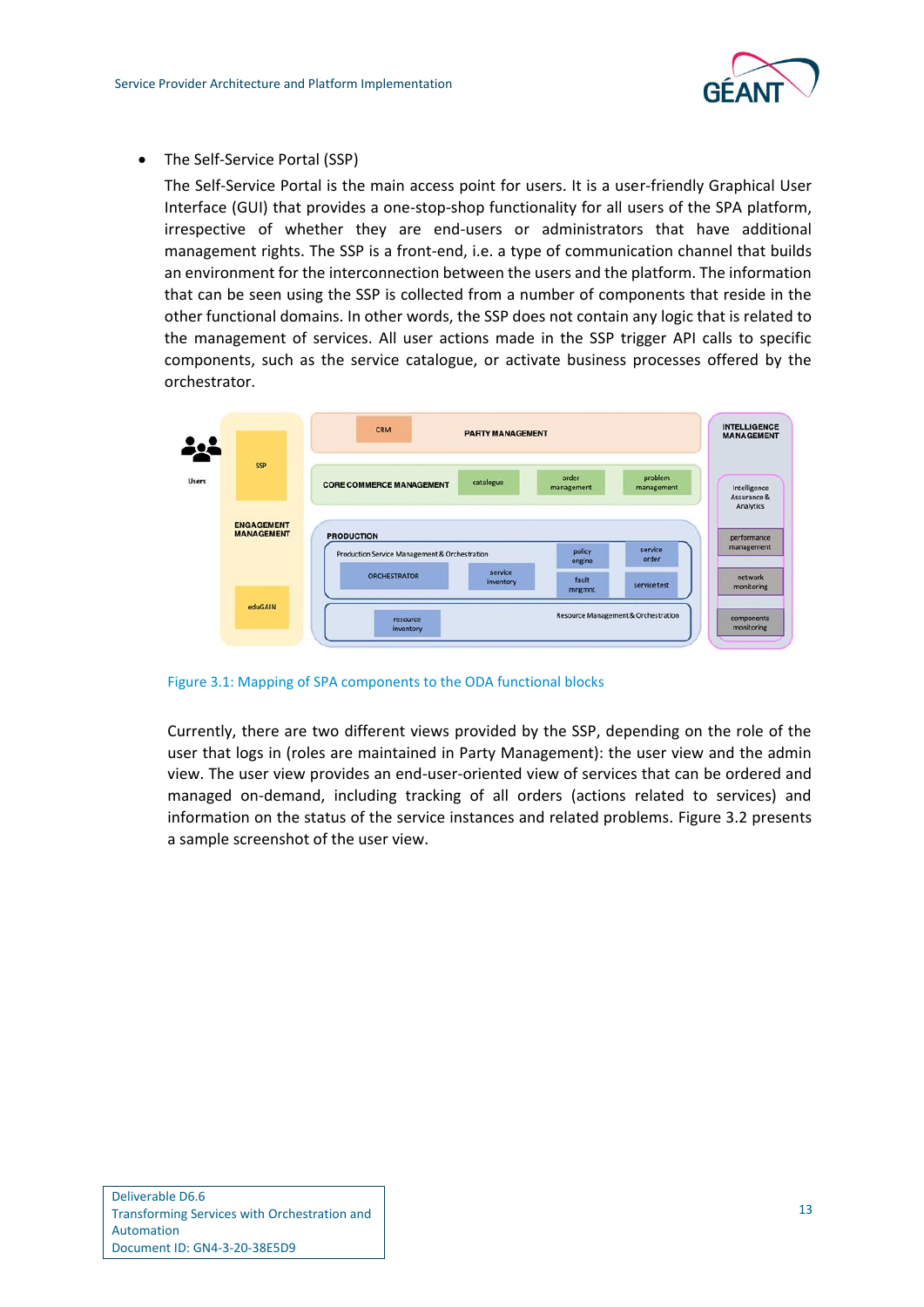- The Self-Service Portal (SSP)

  The Self-Service Portal is the main access point for users. It is a user-friendly Graphical User Interface (GUI) that provides a one-stop-shop functionality for all users of the SPA platform, irrespective of whether they are end-users or administrators that have additional management rights. The SSP is a front-end, i.e. a type of communication channel that builds an environment for the interconnection between the users and the platform. The information that can be seen using the SSP is collected from a number of components that reside in the other functional domains. In other words, the SSP does not contain any logic that is related to the management of services. All user actions made in the SSP trigger API calls to specific components, such as the service catalogue, or activate business processes offered by the orchestrator.

Figure 3.1: Mapping of SPA components to the ODA functional blocks

Currently, there are two different views provided by the SSP, depending on the role of the user that logs in (roles are maintained in Party Management): the user view and the admin view. The user view provides an end-user-oriented view of services that can be ordered and managed on-demand, including tracking of all orders (actions related to services) and information on the status of the service instances and related problems. Figure 3.2 presents a sample screenshot of the user view.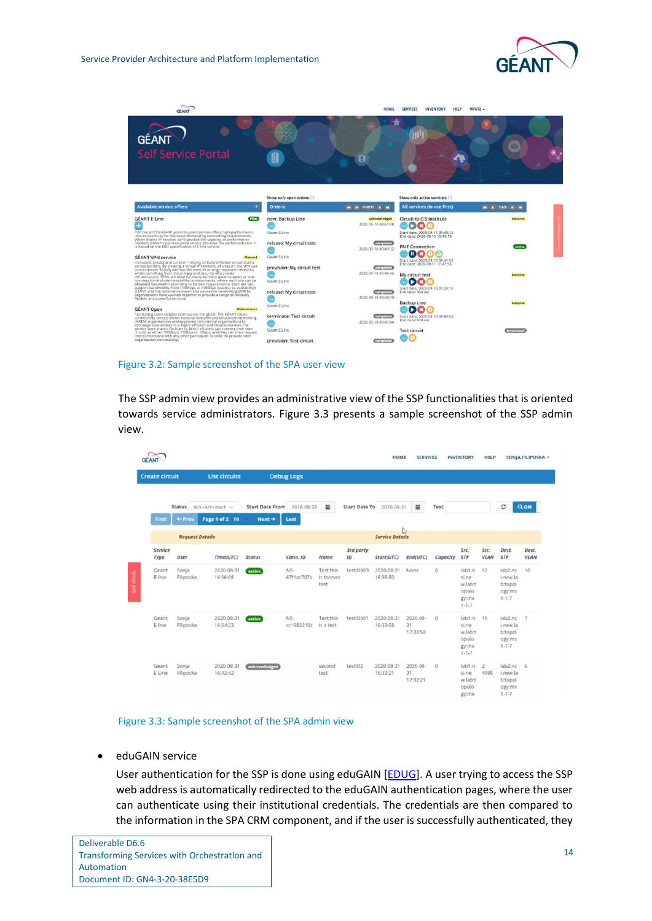Figure 3.2: Sample screenshot of the SPA user view

The SSP admin view provides an administrative view of the SSP functionalities that is oriented towards service administrators. Figure 3.3 presents a sample screenshot of the SSP admin view.

Figure 3.3: Sample screenshot of the SPA admin view

- eduGAIN service

  User authentication for the SSP is done using eduGAIN [EDUG]. A user trying to access the SSP web address is automatically redirected to the eduGAIN authentication pages, where the user can authenticate using their institutional credentials. The credentials are then compared to the information in the SPA CRM component, and if the user is successfully authenticated, they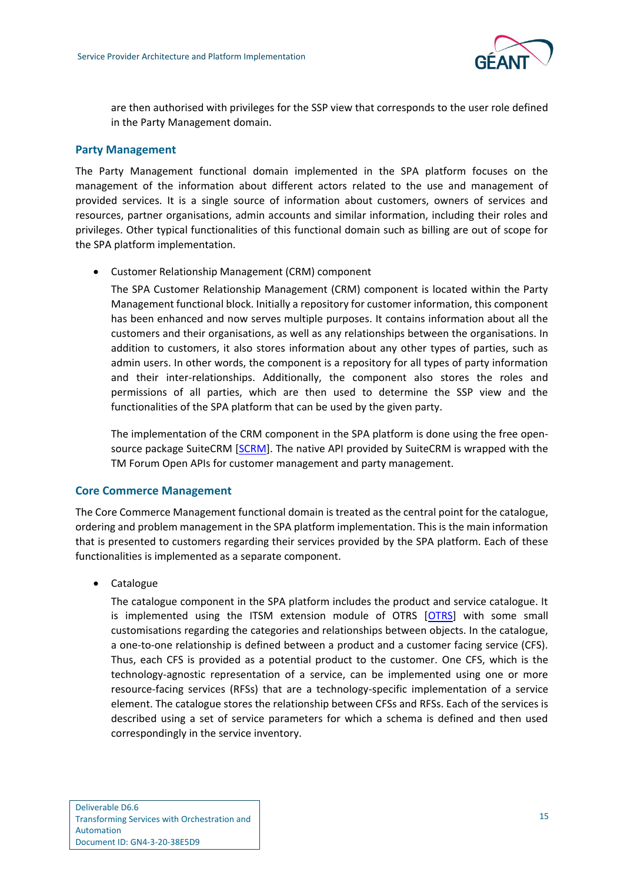are then authorised with privileges for the SSP view that corresponds to the user role defined in the Party Management domain.

### Party Management

The Party Management functional domain implemented in the SPA platform focuses on the management of the information about different actors related to the use and management of provided services. It is a single source of information about customers, owners of services and resources, partner organisations, admin accounts and similar information, including their roles and privileges. Other typical functionalities of this functional domain such as billing are out of scope for the SPA platform implementation.

- Customer Relationship Management (CRM) component

  The SPA Customer Relationship Management (CRM) component is located within the Party Management functional block. Initially a repository for customer information, this component has been enhanced and now serves multiple purposes. It contains information about all the customers and their organisations, as well as any relationships between the organisations. In addition to customers, it also stores information about any other types of parties, such as admin users. In other words, the component is a repository for all types of party information and their inter-relationships. Additionally, the component also stores the roles and permissions of all parties, which are then used to determine the SSP view and the functionalities of the SPA platform that can be used by the given party.

  The implementation of the CRM component in the SPA platform is done using the free open-source package SuiteCRM [SCRM]. The native API provided by SuiteCRM is wrapped with the TM Forum Open APIs for customer management and party management.

### Core Commerce Management

The Core Commerce Management functional domain is treated as the central point for the catalogue, ordering and problem management in the SPA platform implementation. This is the main information that is presented to customers regarding their services provided by the SPA platform. Each of these functionalities is implemented as a separate component.

- Catalogue

  The catalogue component in the SPA platform includes the product and service catalogue. It is implemented using the ITSM extension module of OTRS [OTRS] with some small customisations regarding the categories and relationships between objects. In the catalogue, a one-to-one relationship is defined between a product and a customer facing service (CFS). Thus, each CFS is provided as a potential product to the customer. One CFS, which is the technology-agnostic representation of a service, can be implemented using one or more resource-facing services (RFSs) that are a technology-specific implementation of a service element. The catalogue stores the relationship between CFSs and RFSs. Each of the services is described using a set of service parameters for which a schema is defined and then used correspondingly in the service inventory.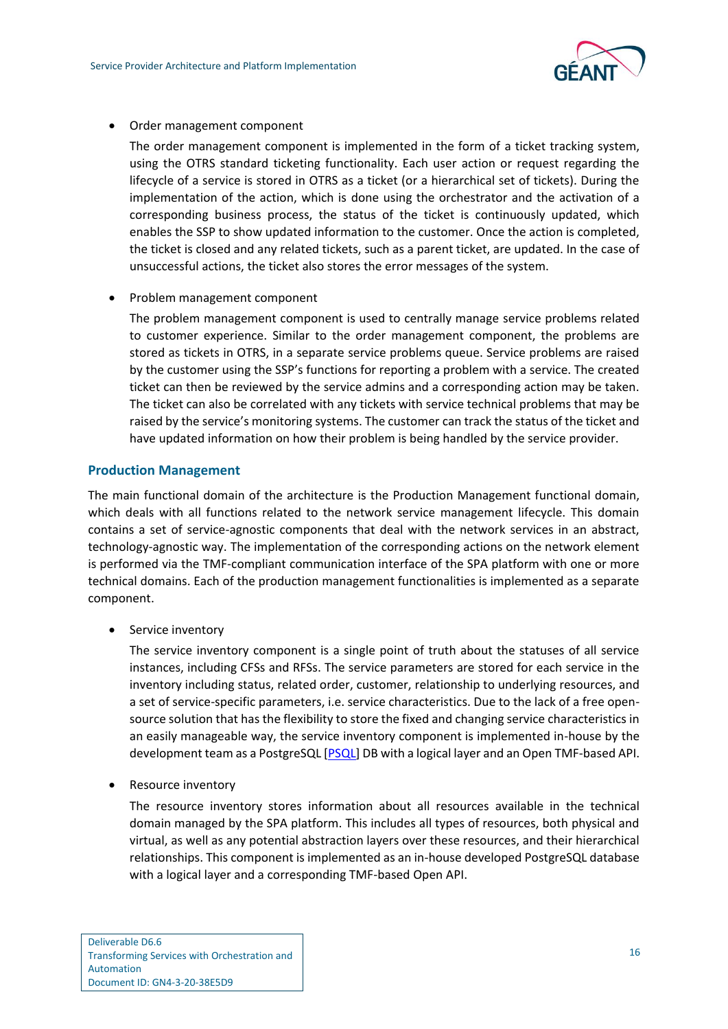- Order management component

  The order management component is implemented in the form of a ticket tracking system, using the OTRS standard ticketing functionality. Each user action or request regarding the lifecycle of a service is stored in OTRS as a ticket (or a hierarchical set of tickets). During the implementation of the action, which is done using the orchestrator and the activation of a corresponding business process, the status of the ticket is continuously updated, which enables the SSP to show updated information to the customer. Once the action is completed, the ticket is closed and any related tickets, such as a parent ticket, are updated. In the case of unsuccessful actions, the ticket also stores the error messages of the system.

- Problem management component

  The problem management component is used to centrally manage service problems related to customer experience. Similar to the order management component, the problems are stored as tickets in OTRS, in a separate service problems queue. Service problems are raised by the customer using the SSP's functions for reporting a problem with a service. The created ticket can then be reviewed by the service admins and a corresponding action may be taken. The ticket can also be correlated with any tickets with service technical problems that may be raised by the service's monitoring systems. The customer can track the status of the ticket and have updated information on how their problem is being handled by the service provider.

### Production Management

The main functional domain of the architecture is the Production Management functional domain, which deals with all functions related to the network service management lifecycle. This domain contains a set of service-agnostic components that deal with the network services in an abstract, technology-agnostic way. The implementation of the corresponding actions on the network element is performed via the TMF-compliant communication interface of the SPA platform with one or more technical domains. Each of the production management functionalities is implemented as a separate component.

- Service inventory

  The service inventory component is a single point of truth about the statuses of all service instances, including CFSs and RFSs. The service parameters are stored for each service in the inventory including status, related order, customer, relationship to underlying resources, and a set of service-specific parameters, i.e. service characteristics. Due to the lack of a free open-source solution that has the flexibility to store the fixed and changing service characteristics in an easily manageable way, the service inventory component is implemented in-house by the development team as a PostgreSQL [PSQL] DB with a logical layer and an Open TMF-based API.

- Resource inventory

  The resource inventory stores information about all resources available in the technical domain managed by the SPA platform. This includes all types of resources, both physical and virtual, as well as any potential abstraction layers over these resources, and their hierarchical relationships. This component is implemented as an in-house developed PostgreSQL database with a logical layer and a corresponding TMF-based Open API.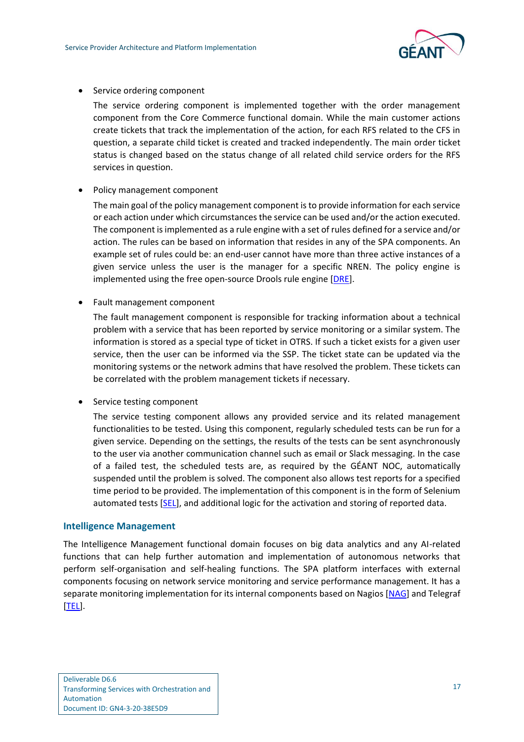- Service ordering component

  The service ordering component is implemented together with the order management component from the Core Commerce functional domain. While the main customer actions create tickets that track the implementation of the action, for each RFS related to the CFS in question, a separate child ticket is created and tracked independently. The main order ticket status is changed based on the status change of all related child service orders for the RFS services in question.

- Policy management component

  The main goal of the policy management component is to provide information for each service or each action under which circumstances the service can be used and/or the action executed. The component is implemented as a rule engine with a set of rules defined for a service and/or action. The rules can be based on information that resides in any of the SPA components. An example set of rules could be: an end-user cannot have more than three active instances of a given service unless the user is the manager for a specific NREN. The policy engine is implemented using the free open-source Drools rule engine [DRE].

- Fault management component

  The fault management component is responsible for tracking information about a technical problem with a service that has been reported by service monitoring or a similar system. The information is stored as a special type of ticket in OTRS. If such a ticket exists for a given user service, then the user can be informed via the SSP. The ticket state can be updated via the monitoring systems or the network admins that have resolved the problem. These tickets can be correlated with the problem management tickets if necessary.

- Service testing component

  The service testing component allows any provided service and its related management functionalities to be tested. Using this component, regularly scheduled tests can be run for a given service. Depending on the settings, the results of the tests can be sent asynchronously to the user via another communication channel such as email or Slack messaging. In the case of a failed test, the scheduled tests are, as required by the GÉANT NOC, automatically suspended until the problem is solved. The component also allows test reports for a specified time period to be provided. The implementation of this component is in the form of Selenium automated tests [SEL], and additional logic for the activation and storing of reported data.

### Intelligence Management

The Intelligence Management functional domain focuses on big data analytics and any AI-related functions that can help further automation and implementation of autonomous networks that perform self-organisation and self-healing functions. The SPA platform interfaces with external components focusing on network service monitoring and service performance management. It has a separate monitoring implementation for its internal components based on Nagios [NAG] and Telegraf [TEL].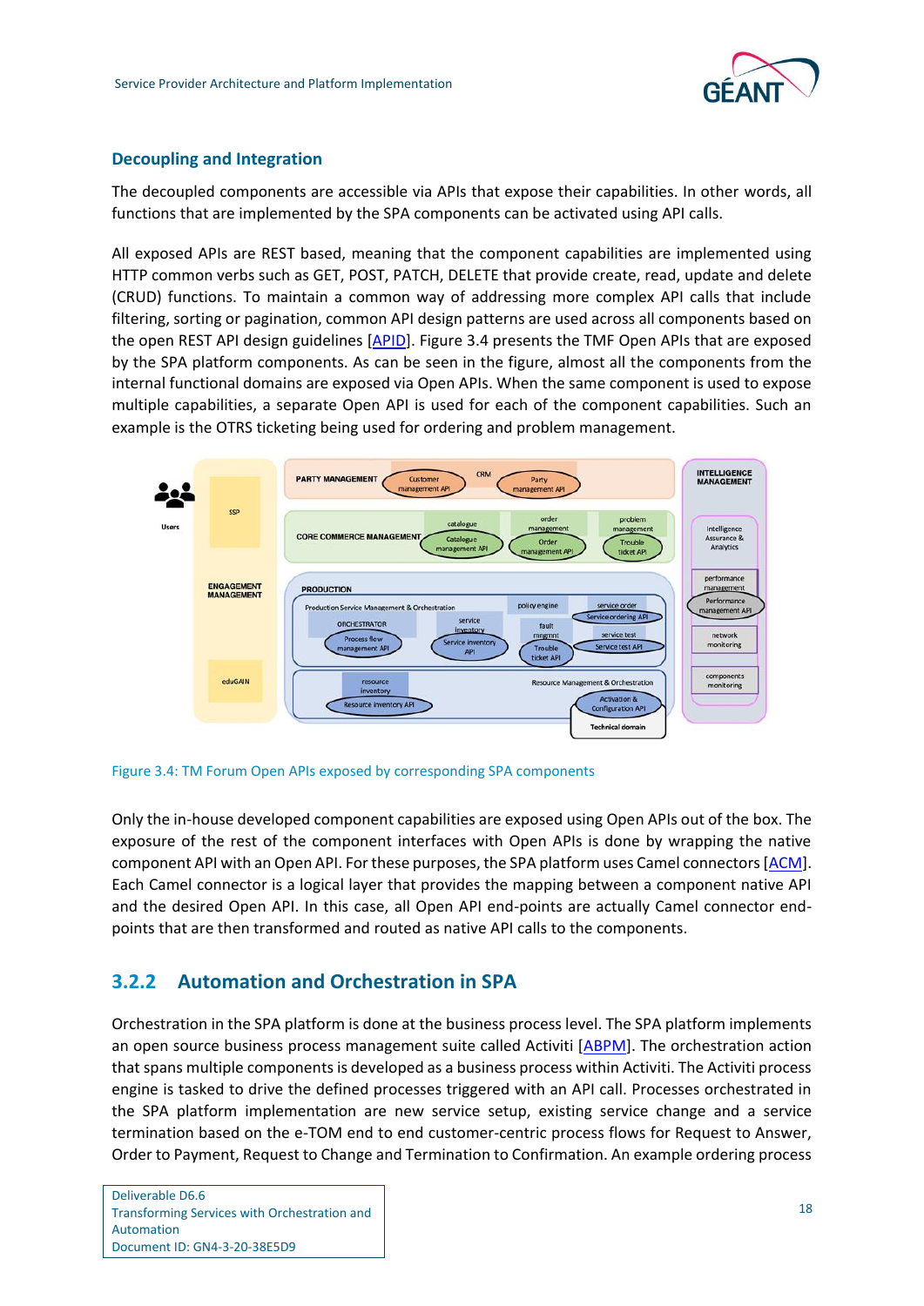### Decoupling and Integration

The decoupled components are accessible via APIs that expose their capabilities. In other words, all functions that are implemented by the SPA components can be activated using API calls.

All exposed APIs are REST based, meaning that the component capabilities are implemented using HTTP common verbs such as GET, POST, PATCH, DELETE that provide create, read, update and delete (CRUD) functions. To maintain a common way of addressing more complex API calls that include filtering, sorting or pagination, common API design patterns are used across all components based on the open REST API design guidelines [APID]. Figure 3.4 presents the TMF Open APIs that are exposed by the SPA platform components. As can be seen in the figure, almost all the components from the internal functional domains are exposed via Open APIs. When the same component is used to expose multiple capabilities, a separate Open API is used for each of the component capabilities. Such an example is the OTRS ticketing being used for ordering and problem management.

Figure 3.4: TM Forum Open APIs exposed by corresponding SPA components

Only the in-house developed component capabilities are exposed using Open APIs out of the box. The exposure of the rest of the component interfaces with Open APIs is done by wrapping the native component API with an Open API. For these purposes, the SPA platform uses Camel connectors [ACM]. Each Camel connector is a logical layer that provides the mapping between a component native API and the desired Open API. In this case, all Open API end-points are actually Camel connector end-points that are then transformed and routed as native API calls to the components.

## 3.2.2 Automation and Orchestration in SPA

Orchestration in the SPA platform is done at the business process level. The SPA platform implements an open source business process management suite called Activiti [ABPM]. The orchestration action that spans multiple components is developed as a business process within Activiti. The Activiti process engine is tasked to drive the defined processes triggered with an API call. Processes orchestrated in the SPA platform implementation are new service setup, existing service change and a service termination based on the e-TOM end to end customer-centric process flows for Request to Answer, Order to Payment, Request to Change and Termination to Confirmation. An example ordering process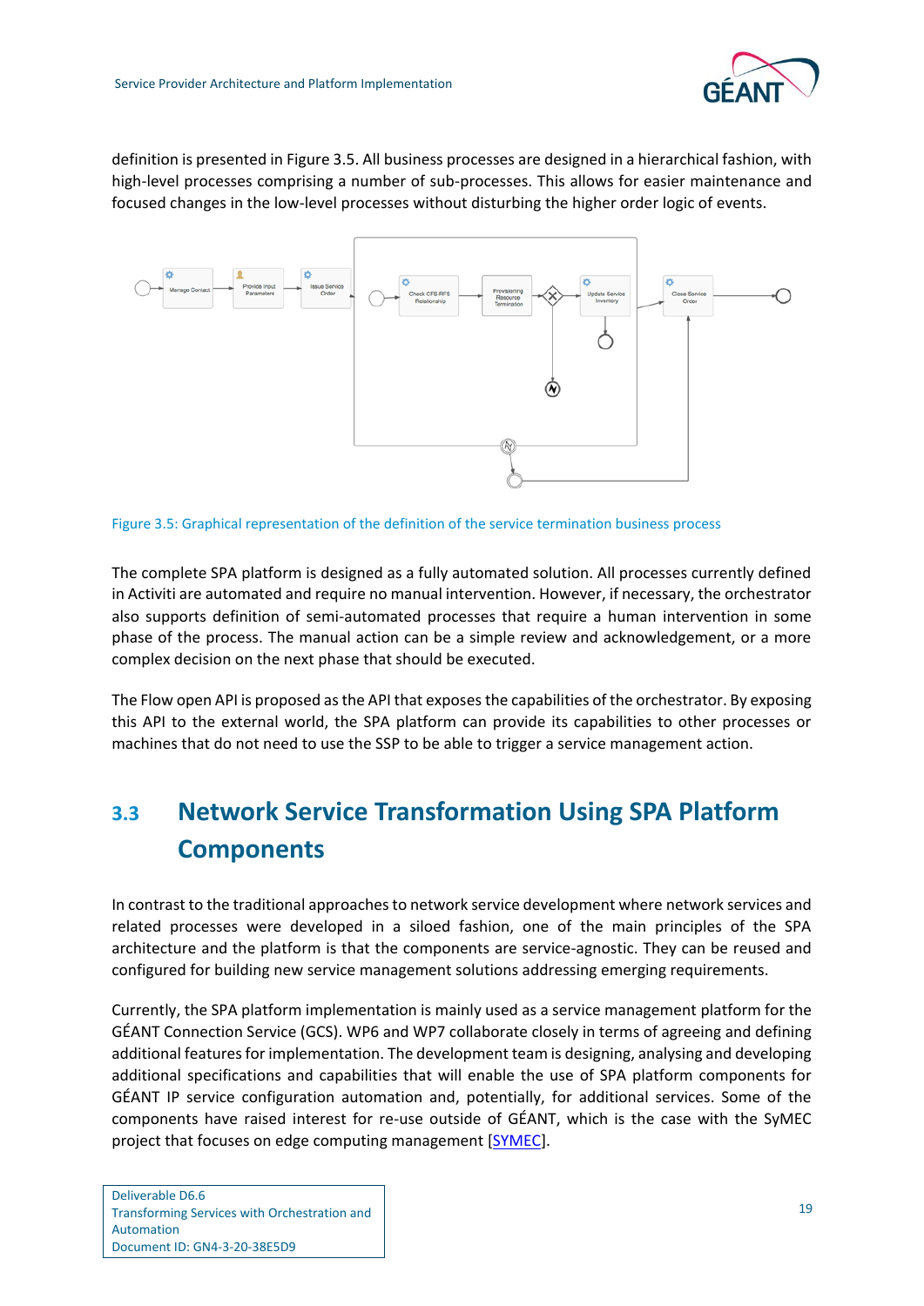definition is presented in Figure 3.5. All business processes are designed in a hierarchical fashion, with high-level processes comprising a number of sub-processes. This allows for easier maintenance and focused changes in the low-level processes without disturbing the higher order logic of events.

Figure 3.5: Graphical representation of the definition of the service termination business process

The complete SPA platform is designed as a fully automated solution. All processes currently defined in Activiti are automated and require no manual intervention. However, if necessary, the orchestrator also supports definition of semi-automated processes that require a human intervention in some phase of the process. The manual action can be a simple review and acknowledgement, or a more complex decision on the next phase that should be executed.

The Flow open API is proposed as the API that exposes the capabilities of the orchestrator. By exposing this API to the external world, the SPA platform can provide its capabilities to other processes or machines that do not need to use the SSP to be able to trigger a service management action.

## 3.3 Network Service Transformation Using SPA Platform Components

In contrast to the traditional approaches to network service development where network services and related processes were developed in a siloed fashion, one of the main principles of the SPA architecture and the platform is that the components are service-agnostic. They can be reused and configured for building new service management solutions addressing emerging requirements.

Currently, the SPA platform implementation is mainly used as a service management platform for the GÉANT Connection Service (GCS). WP6 and WP7 collaborate closely in terms of agreeing and defining additional features for implementation. The development team is designing, analysing and developing additional specifications and capabilities that will enable the use of SPA platform components for GÉANT IP service configuration automation and, potentially, for additional services. Some of the components have raised interest for re-use outside of GÉANT, which is the case with the SyMEC project that focuses on edge computing management [SYMEC].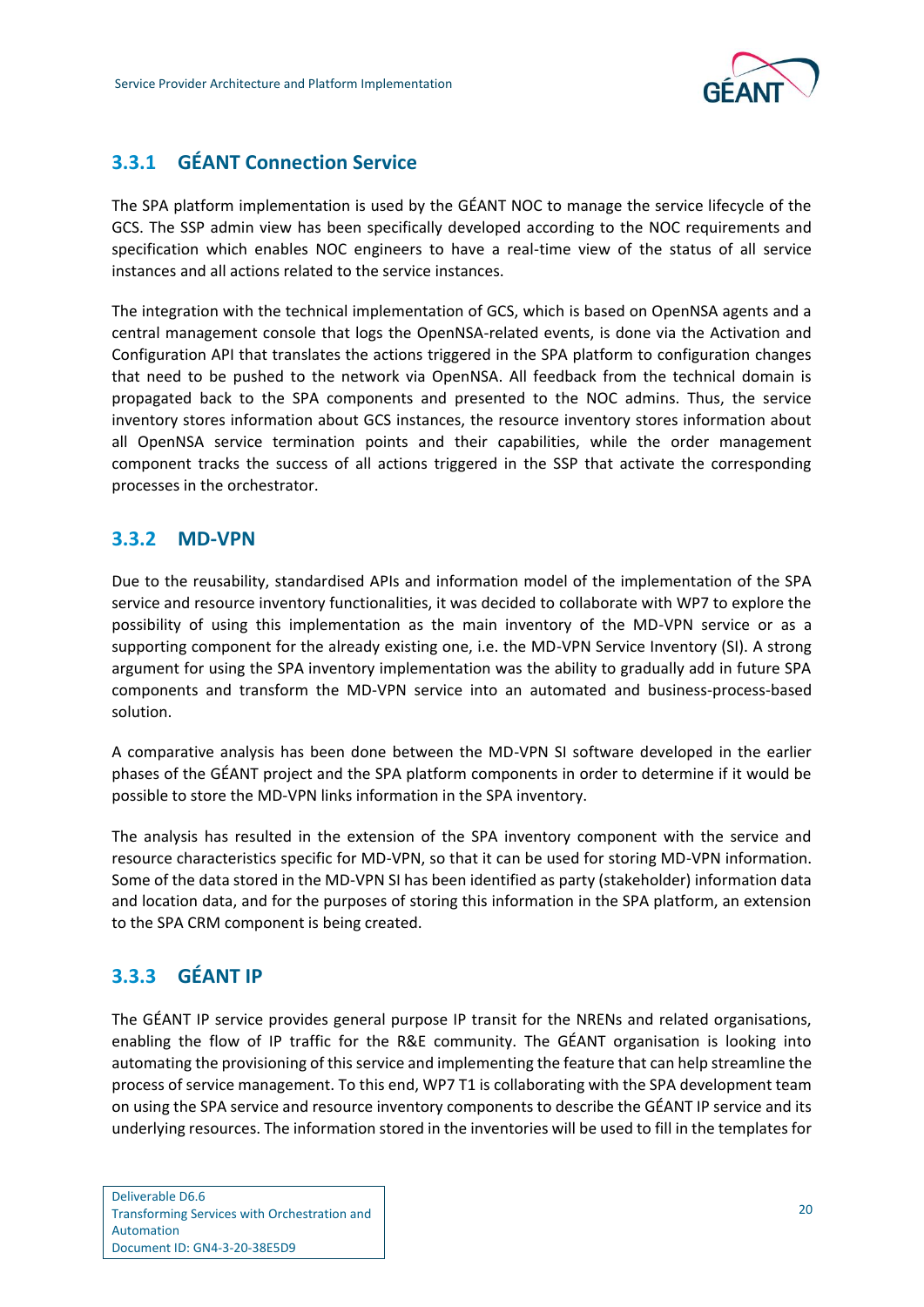### 3.3.1 GÉANT Connection Service

The SPA platform implementation is used by the GÉANT NOC to manage the service lifecycle of the GCS. The SSP admin view has been specifically developed according to the NOC requirements and specification which enables NOC engineers to have a real-time view of the status of all service instances and all actions related to the service instances.

The integration with the technical implementation of GCS, which is based on OpenNSA agents and a central management console that logs the OpenNSA-related events, is done via the Activation and Configuration API that translates the actions triggered in the SPA platform to configuration changes that need to be pushed to the network via OpenNSA. All feedback from the technical domain is propagated back to the SPA components and presented to the NOC admins. Thus, the service inventory stores information about GCS instances, the resource inventory stores information about all OpenNSA service termination points and their capabilities, while the order management component tracks the success of all actions triggered in the SSP that activate the corresponding processes in the orchestrator.

### 3.3.2 MD-VPN

Due to the reusability, standardised APIs and information model of the implementation of the SPA service and resource inventory functionalities, it was decided to collaborate with WP7 to explore the possibility of using this implementation as the main inventory of the MD-VPN service or as a supporting component for the already existing one, i.e. the MD-VPN Service Inventory (SI). A strong argument for using the SPA inventory implementation was the ability to gradually add in future SPA components and transform the MD-VPN service into an automated and business-process-based solution.

A comparative analysis has been done between the MD-VPN SI software developed in the earlier phases of the GÉANT project and the SPA platform components in order to determine if it would be possible to store the MD-VPN links information in the SPA inventory.

The analysis has resulted in the extension of the SPA inventory component with the service and resource characteristics specific for MD-VPN, so that it can be used for storing MD-VPN information. Some of the data stored in the MD-VPN SI has been identified as party (stakeholder) information data and location data, and for the purposes of storing this information in the SPA platform, an extension to the SPA CRM component is being created.

### 3.3.3 GÉANT IP

The GÉANT IP service provides general purpose IP transit for the NRENs and related organisations, enabling the flow of IP traffic for the R&E community. The GÉANT organisation is looking into automating the provisioning of this service and implementing the feature that can help streamline the process of service management. To this end, WP7 T1 is collaborating with the SPA development team on using the SPA service and resource inventory components to describe the GÉANT IP service and its underlying resources. The information stored in the inventories will be used to fill in the templates for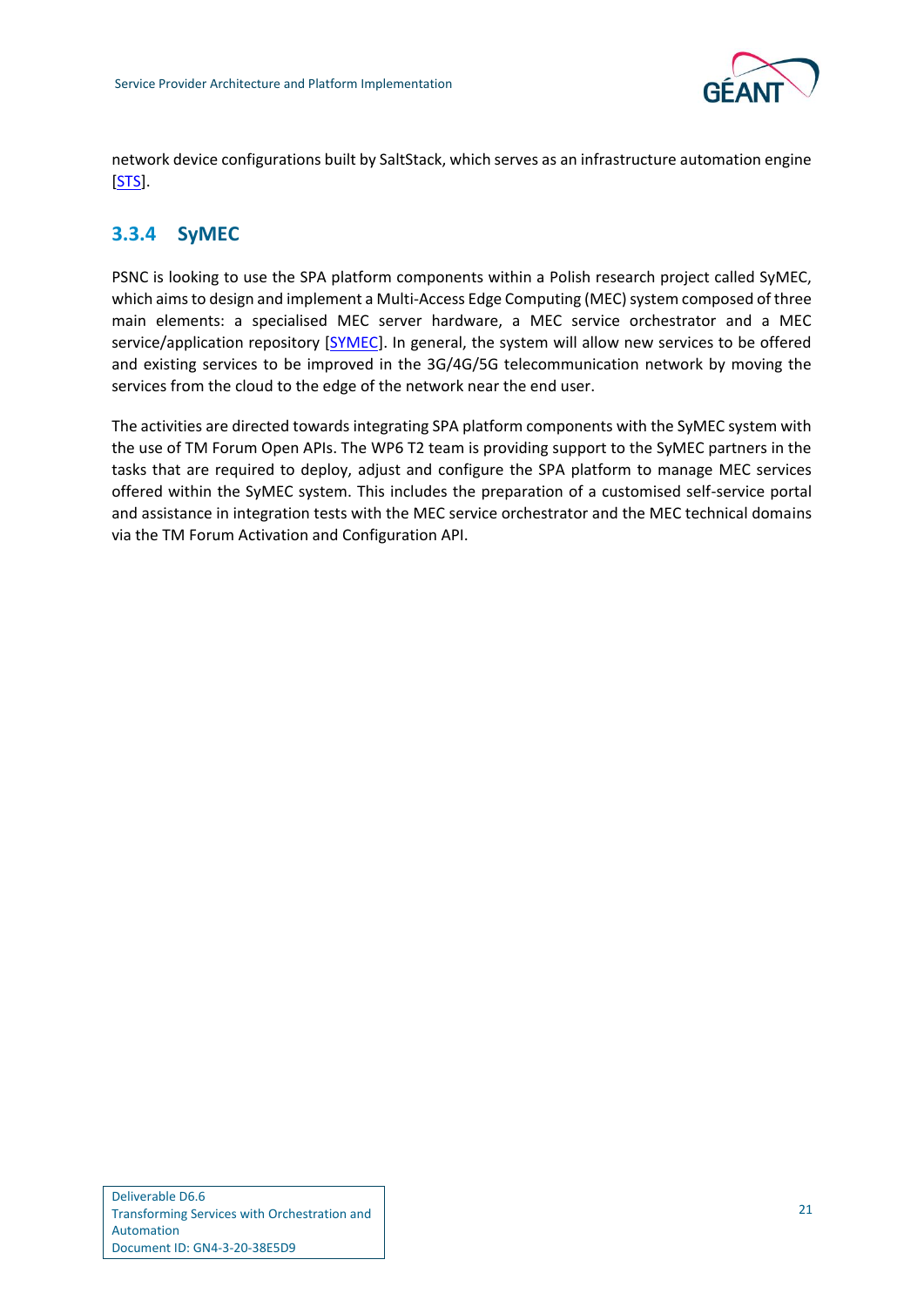network device configurations built by SaltStack, which serves as an infrastructure automation engine [STS].

### 3.3.4 SyMEC

PSNC is looking to use the SPA platform components within a Polish research project called SyMEC, which aims to design and implement a Multi-Access Edge Computing (MEC) system composed of three main elements: a specialised MEC server hardware, a MEC service orchestrator and a MEC service/application repository [SYMEC]. In general, the system will allow new services to be offered and existing services to be improved in the 3G/4G/5G telecommunication network by moving the services from the cloud to the edge of the network near the end user.

The activities are directed towards integrating SPA platform components with the SyMEC system with the use of TM Forum Open APIs. The WP6 T2 team is providing support to the SyMEC partners in the tasks that are required to deploy, adjust and configure the SPA platform to manage MEC services offered within the SyMEC system. This includes the preparation of a customised self-service portal and assistance in integration tests with the MEC service orchestrator and the MEC technical domains via the TM Forum Activation and Configuration API.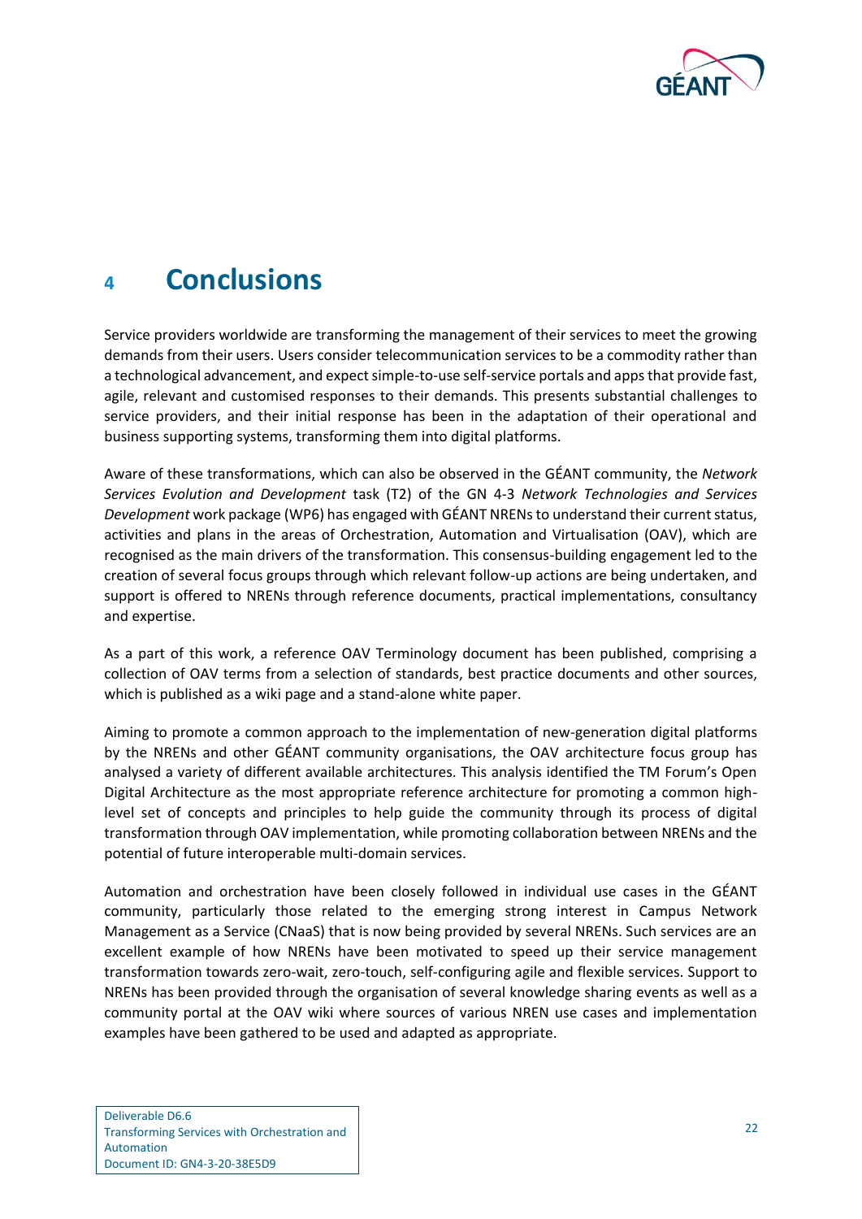# 4 Conclusions

Service providers worldwide are transforming the management of their services to meet the growing demands from their users. Users consider telecommunication services to be a commodity rather than a technological advancement, and expect simple-to-use self-service portals and apps that provide fast, agile, relevant and customised responses to their demands. This presents substantial challenges to service providers, and their initial response has been in the adaptation of their operational and business supporting systems, transforming them into digital platforms.

Aware of these transformations, which can also be observed in the GÉANT community, the *Network Services Evolution and Development* task (T2) of the GN 4-3 *Network Technologies and Services Development* work package (WP6) has engaged with GÉANT NRENs to understand their current status, activities and plans in the areas of Orchestration, Automation and Virtualisation (OAV), which are recognised as the main drivers of the transformation. This consensus-building engagement led to the creation of several focus groups through which relevant follow-up actions are being undertaken, and support is offered to NRENs through reference documents, practical implementations, consultancy and expertise.

As a part of this work, a reference OAV Terminology document has been published, comprising a collection of OAV terms from a selection of standards, best practice documents and other sources, which is published as a wiki page and a stand-alone white paper.

Aiming to promote a common approach to the implementation of new-generation digital platforms by the NRENs and other GÉANT community organisations, the OAV architecture focus group has analysed a variety of different available architectures. This analysis identified the TM Forum's Open Digital Architecture as the most appropriate reference architecture for promoting a common high-level set of concepts and principles to help guide the community through its process of digital transformation through OAV implementation, while promoting collaboration between NRENs and the potential of future interoperable multi-domain services.

Automation and orchestration have been closely followed in individual use cases in the GÉANT community, particularly those related to the emerging strong interest in Campus Network Management as a Service (CNaaS) that is now being provided by several NRENs. Such services are an excellent example of how NRENs have been motivated to speed up their service management transformation towards zero-wait, zero-touch, self-configuring agile and flexible services. Support to NRENs has been provided through the organisation of several knowledge sharing events as well as a community portal at the OAV wiki where sources of various NREN use cases and implementation examples have been gathered to be used and adapted as appropriate.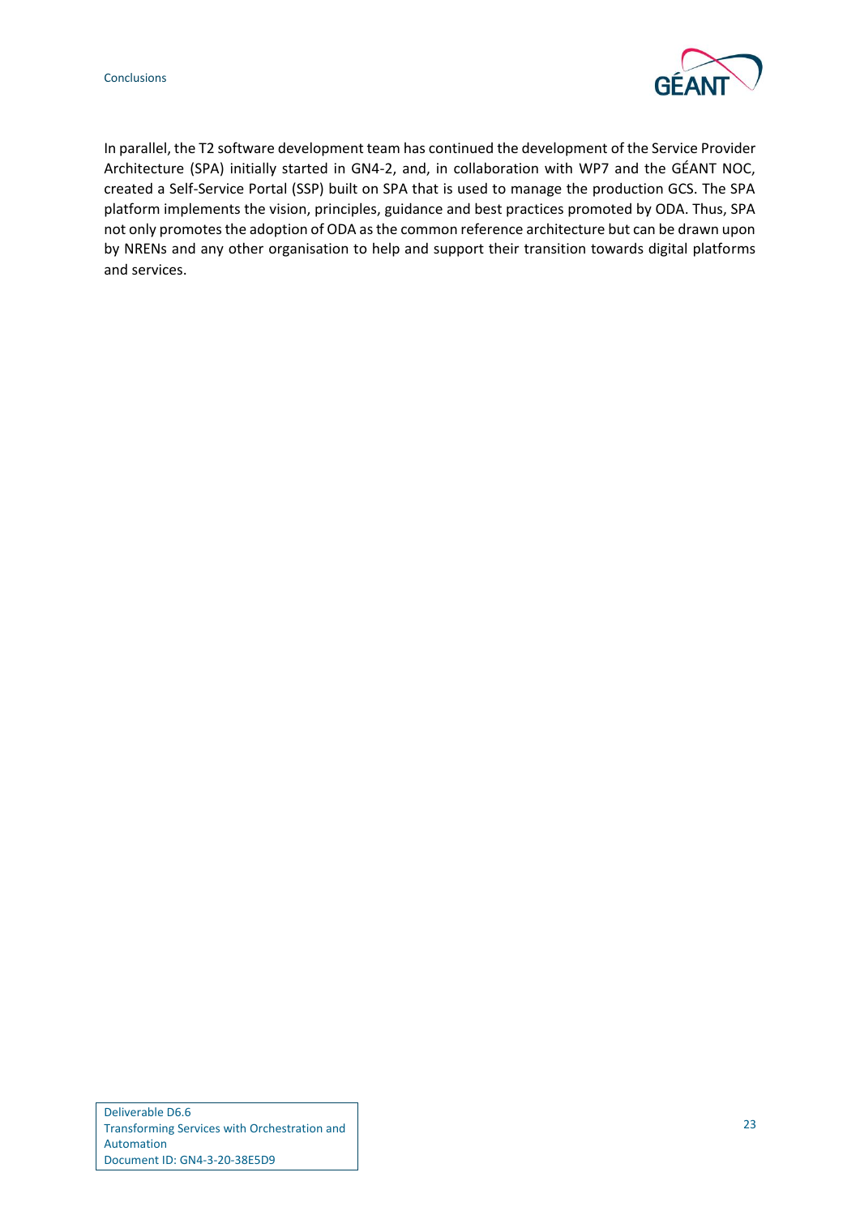In parallel, the T2 software development team has continued the development of the Service Provider Architecture (SPA) initially started in GN4-2, and, in collaboration with WP7 and the GÉANT NOC, created a Self-Service Portal (SSP) built on SPA that is used to manage the production GCS. The SPA platform implements the vision, principles, guidance and best practices promoted by ODA. Thus, SPA not only promotes the adoption of ODA as the common reference architecture but can be drawn upon by NRENs and any other organisation to help and support their transition towards digital platforms and services.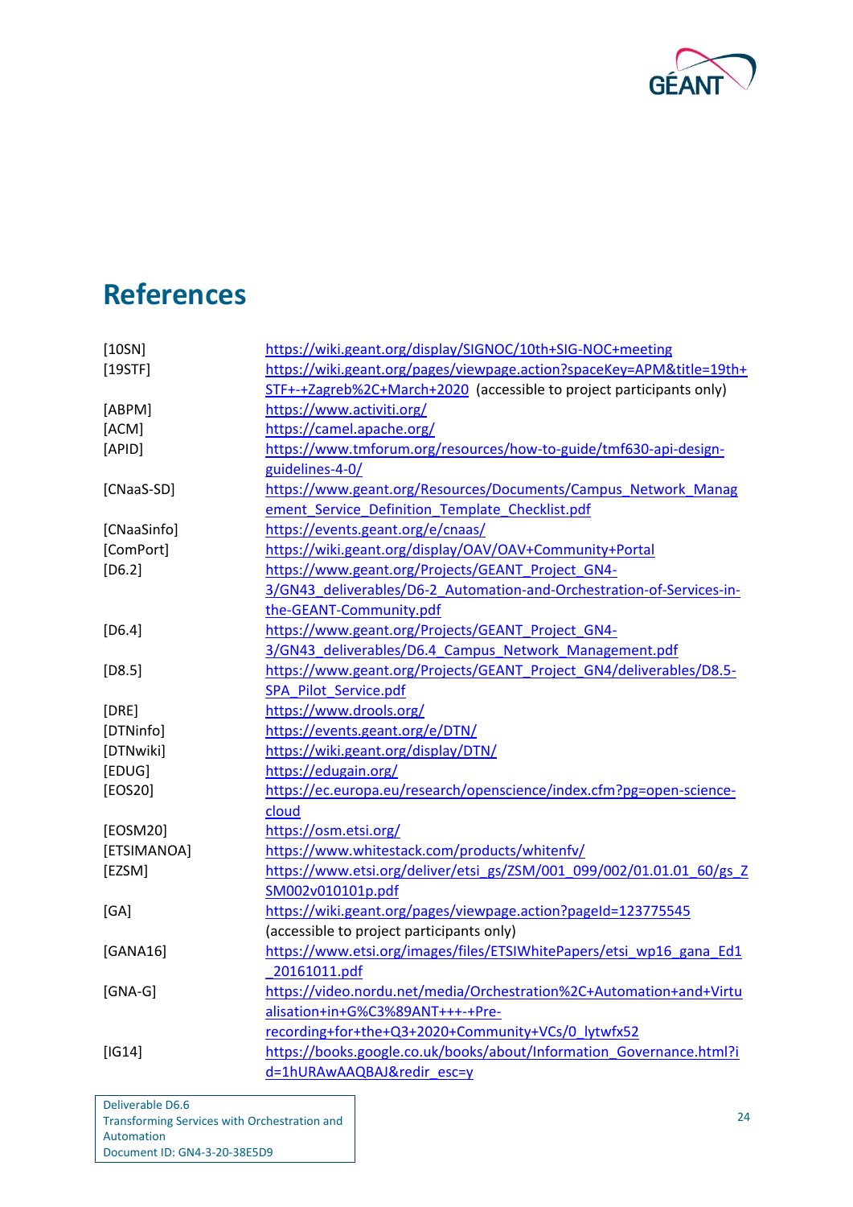# References

| | |
|---|---|
| [10SN] | https://wiki.geant.org/display/SIGNOC/10th+SIG-NOC+meeting |
| [19STF] | https://wiki.geant.org/pages/viewpage.action?spaceKey=APM&title=19th+STF+-+Zagreb%2C+March+2020 (accessible to project participants only) |
| [ABPM] | https://www.activiti.org/ |
| [ACM] | https://camel.apache.org/ |
| [APID] | https://www.tmforum.org/resources/how-to-guide/tmf630-api-design-guidelines-4-0/ |
| [CNaaS-SD] | https://www.geant.org/Resources/Documents/Campus_Network_Management_Service_Definition_Template_Checklist.pdf |
| [CNaaSinfo] | https://events.geant.org/e/cnaas/ |
| [ComPort] | https://wiki.geant.org/display/OAV/OAV+Community+Portal |
| [D6.2] | https://www.geant.org/Projects/GEANT_Project_GN4-3/GN43_deliverables/D6-2_Automation-and-Orchestration-of-Services-in-the-GEANT-Community.pdf |
| [D6.4] | https://www.geant.org/Projects/GEANT_Project_GN4-3/GN43_deliverables/D6.4_Campus_Network_Management.pdf |
| [D8.5] | https://www.geant.org/Projects/GEANT_Project_GN4/deliverables/D8.5-SPA_Pilot_Service.pdf |
| [DRE] | https://www.drools.org/ |
| [DTNinfo] | https://events.geant.org/e/DTN/ |
| [DTNwiki] | https://wiki.geant.org/display/DTN/ |
| [EDUG] | https://edugain.org/ |
| [EOS20] | https://ec.europa.eu/research/openscience/index.cfm?pg=open-science-cloud |
| [EOSM20] | https://osm.etsi.org/ |
| [ETSIMANOA] | https://www.whitestack.com/products/whitenfv/ |
| [EZSM] | https://www.etsi.org/deliver/etsi_gs/ZSM/001_099/002/01.01.01_60/gs_ZSM002v010101p.pdf |
| [GA] | https://wiki.geant.org/pages/viewpage.action?pageId=123775545 (accessible to project participants only) |
| [GANA16] | https://www.etsi.org/images/files/ETSIWhitePapers/etsi_wp16_gana_Ed1_20161011.pdf |
| [GNA-G] | https://video.nordu.net/media/Orchestration%2C+Automation+and+Virtualisation+in+G%C3%89ANT+++-+Pre-recording+for+the+Q3+2020+Community+VCs/0_lytwfx52 |
| [IG14] | https://books.google.co.uk/books/about/Information_Governance.html?id=1hURAwAAQBAJ&redir_esc=y |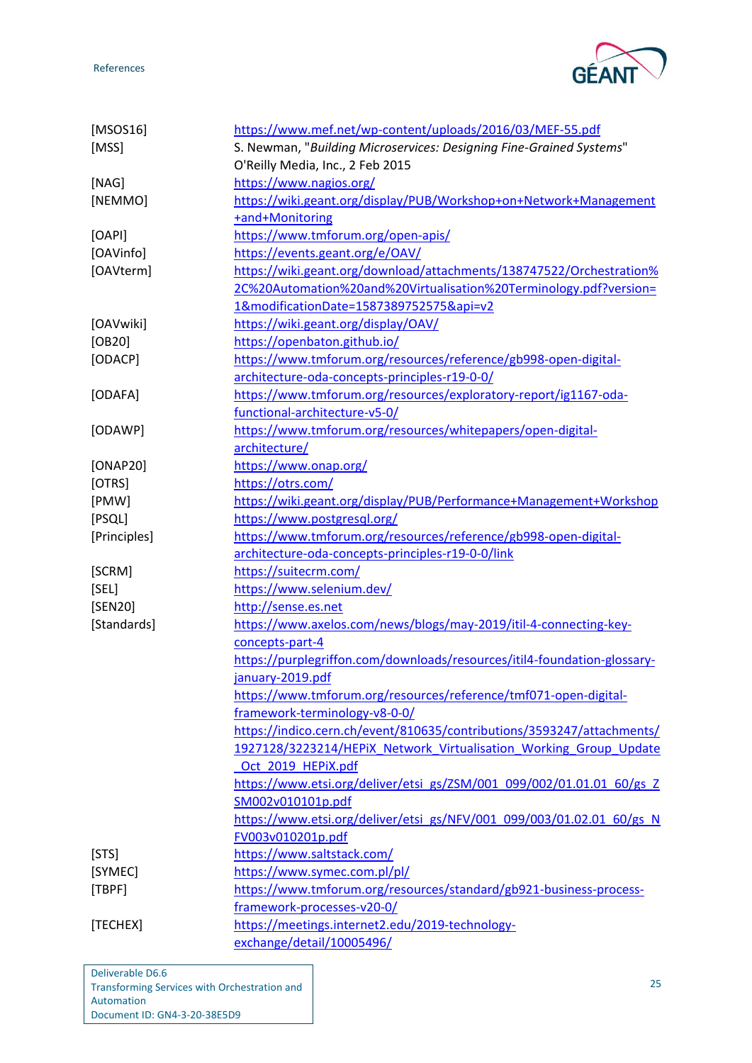| | |
|---|---|
| [MSOS16] | https://www.mef.net/wp-content/uploads/2016/03/MEF-55.pdf |
| [MSS] | S. Newman, "*Building Microservices: Designing Fine-Grained Systems*" O'Reilly Media, Inc., 2 Feb 2015 |
| [NAG] | https://www.nagios.org/ |
| [NEMMO] | https://wiki.geant.org/display/PUB/Workshop+on+Network+Management+and+Monitoring |
| [OAPI] | https://www.tmforum.org/open-apis/ |
| [OAVinfo] | https://events.geant.org/e/OAV/ |
| [OAVterm] | https://wiki.geant.org/download/attachments/138747522/Orchestration%2C%20Automation%20and%20Virtualisation%20Terminology.pdf?version=1&modificationDate=1587389752575&api=v2 |
| [OAVwiki] | https://wiki.geant.org/display/OAV/ |
| [OB20] | https://openbaton.github.io/ |
| [ODACP] | https://www.tmforum.org/resources/reference/gb998-open-digital-architecture-oda-concepts-principles-r19-0-0/ |
| [ODAFA] | https://www.tmforum.org/resources/exploratory-report/ig1167-oda-functional-architecture-v5-0/ |
| [ODAWP] | https://www.tmforum.org/resources/whitepapers/open-digital-architecture/ |
| [ONAP20] | https://www.onap.org/ |
| [OTRS] | https://otrs.com/ |
| [PMW] | https://wiki.geant.org/display/PUB/Performance+Management+Workshop |
| [PSQL] | https://www.postgresql.org/ |
| [Principles] | https://www.tmforum.org/resources/reference/gb998-open-digital-architecture-oda-concepts-principles-r19-0-0/link |
| [SCRM] | https://suitecrm.com/ |
| [SEL] | https://www.selenium.dev/ |
| [SEN20] | http://sense.es.net |
| [Standards] | https://www.axelos.com/news/blogs/may-2019/itil-4-connecting-key-concepts-part-4<br>https://purplegriffon.com/downloads/resources/itil4-foundation-glossary-january-2019.pdf<br>https://www.tmforum.org/resources/reference/tmf071-open-digital-framework-terminology-v8-0-0/<br>https://indico.cern.ch/event/810635/contributions/3593247/attachments/1927128/3223214/HEPiX_Network_Virtualisation_Working_Group_Update_Oct_2019_HEPiX.pdf<br>https://www.etsi.org/deliver/etsi_gs/ZSM/001_099/002/01.01.01_60/gs_ZSM002v010101p.pdf<br>https://www.etsi.org/deliver/etsi_gs/NFV/001_099/003/01.02.01_60/gs_NFV003v010201p.pdf |
| [STS] | https://www.saltstack.com/ |
| [SYMEC] | https://www.symec.com.pl/pl/ |
| [TBPF] | https://www.tmforum.org/resources/standard/gb921-business-process-framework-processes-v20-0/ |
| [TECHEX] | https://meetings.internet2.edu/2019-technology-exchange/detail/10005496/ |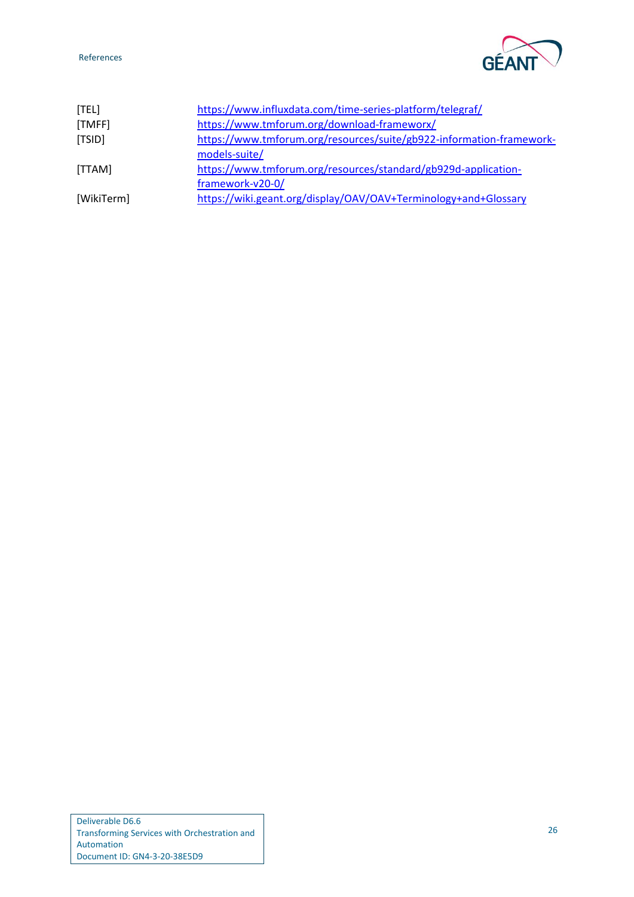| | |
|---|---|
| [TEL] | https://www.influxdata.com/time-series-platform/telegraf/ |
| [TMFF] | https://www.tmforum.org/download-frameworx/ |
| [TSID] | https://www.tmforum.org/resources/suite/gb922-information-framework-models-suite/ |
| [TTAM] | https://www.tmforum.org/resources/standard/gb929d-application-framework-v20-0/ |
| [WikiTerm] | https://wiki.geant.org/display/OAV/OAV+Terminology+and+Glossary |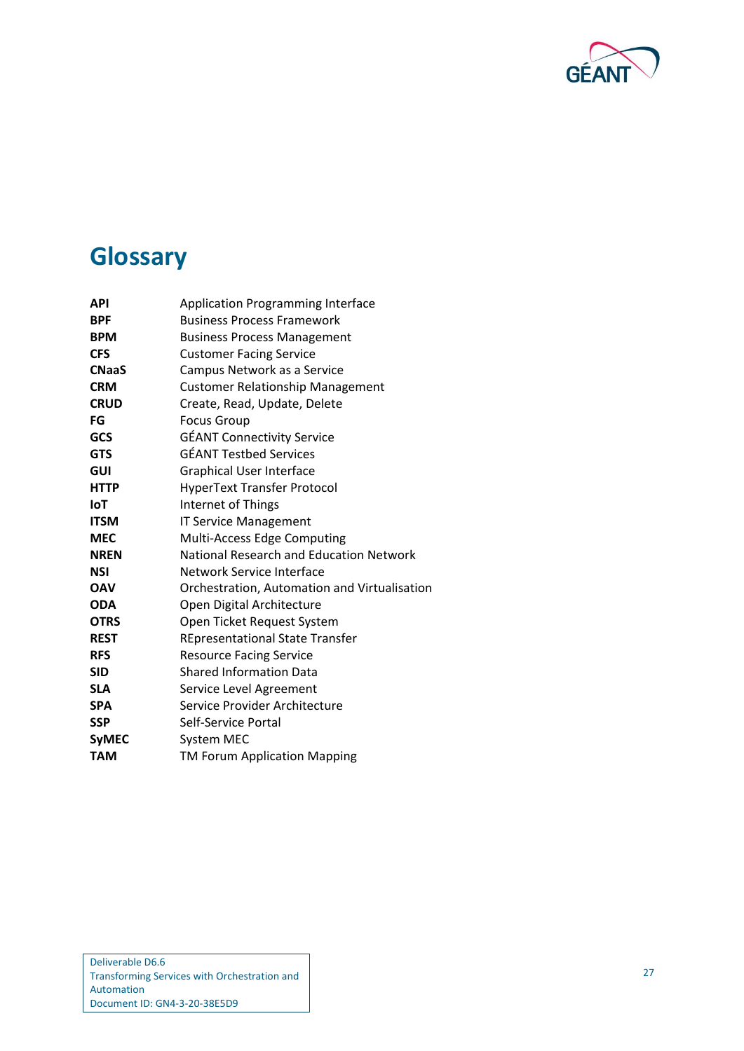# Glossary

| | |
|---|---|
| **API** | Application Programming Interface |
| **BPF** | Business Process Framework |
| **BPM** | Business Process Management |
| **CFS** | Customer Facing Service |
| **CNaaS** | Campus Network as a Service |
| **CRM** | Customer Relationship Management |
| **CRUD** | Create, Read, Update, Delete |
| **FG** | Focus Group |
| **GCS** | GÉANT Connectivity Service |
| **GTS** | GÉANT Testbed Services |
| **GUI** | Graphical User Interface |
| **HTTP** | HyperText Transfer Protocol |
| **IoT** | Internet of Things |
| **ITSM** | IT Service Management |
| **MEC** | Multi-Access Edge Computing |
| **NREN** | National Research and Education Network |
| **NSI** | Network Service Interface |
| **OAV** | Orchestration, Automation and Virtualisation |
| **ODA** | Open Digital Architecture |
| **OTRS** | Open Ticket Request System |
| **REST** | REpresentational State Transfer |
| **RFS** | Resource Facing Service |
| **SID** | Shared Information Data |
| **SLA** | Service Level Agreement |
| **SPA** | Service Provider Architecture |
| **SSP** | Self-Service Portal |
| **SyMEC** | System MEC |
| **TAM** | TM Forum Application Mapping |